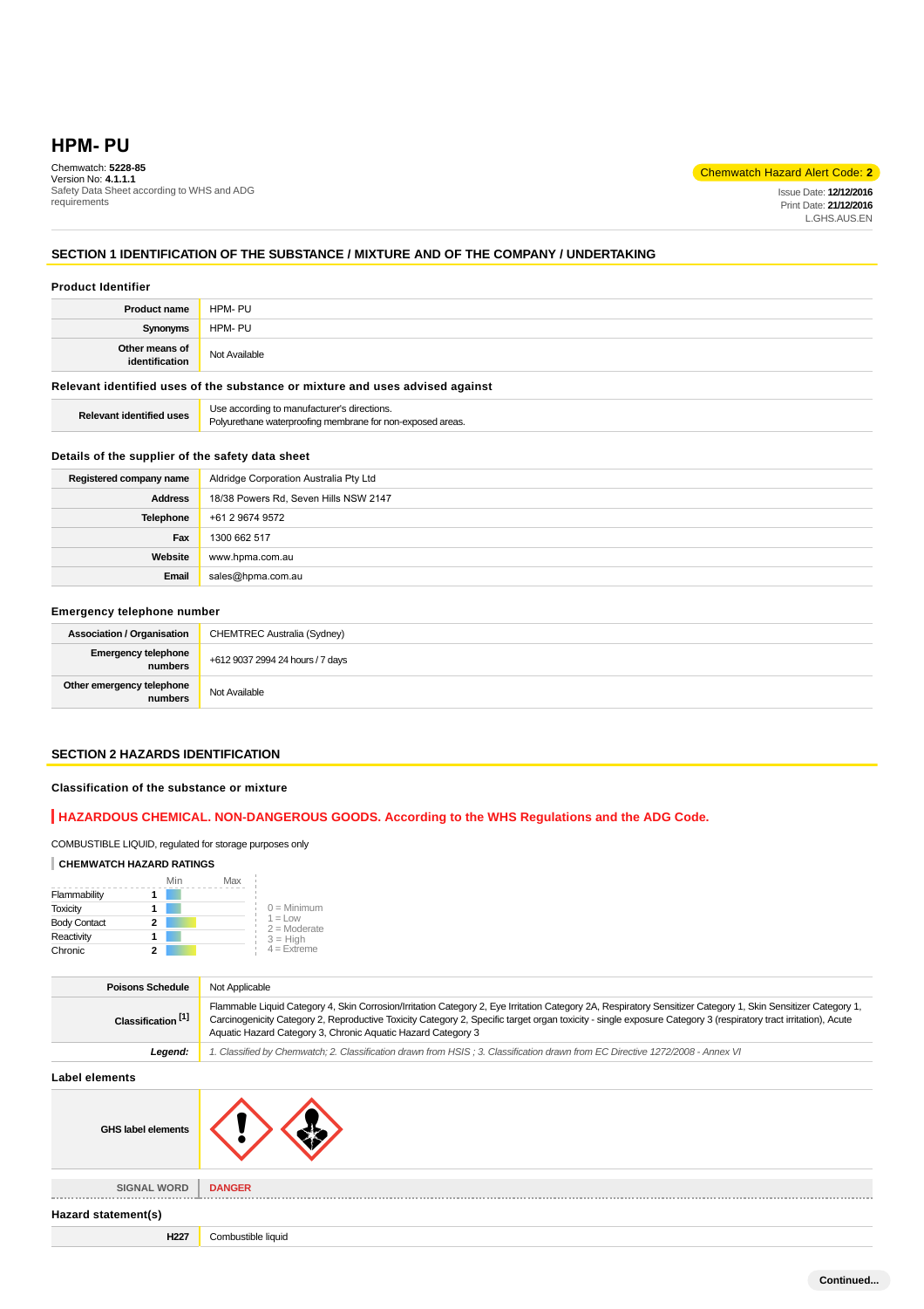# HPM- PU

Chemwatch: **5228-85**
Version No: **4.1.1.1**
Safety Data Sheet according to WHS and ADG requirements

Chemwatch Hazard Alert Code: **2**

Issue Date: **12/12/2016**
Print Date: **21/12/2016**
L.GHS.AUS.EN

## SECTION 1 IDENTIFICATION OF THE SUBSTANCE / MIXTURE AND OF THE COMPANY / UNDERTAKING

### Product Identifier

| | |
|---|---|
| **Product name** | HPM- PU |
| **Synonyms** | HPM- PU |
| **Other means of identification** | Not Available |

### Relevant identified uses of the substance or mixture and uses advised against

| | |
|---|---|
| **Relevant identified uses** | Use according to manufacturer's directions.<br>Polyurethane waterproofing membrane for non-exposed areas. |

### Details of the supplier of the safety data sheet

| | |
|---|---|
| **Registered company name** | Aldridge Corporation Australia Pty Ltd |
| **Address** | 18/38 Powers Rd, Seven Hills NSW 2147 |
| **Telephone** | +61 2 9674 9572 |
| **Fax** | 1300 662 517 |
| **Website** | www.hpma.com.au |
| **Email** | sales@hpma.com.au |

### Emergency telephone number

| | |
|---|---|
| **Association / Organisation** | CHEMTREC Australia (Sydney) |
| **Emergency telephone numbers** | +612 9037 2994 24 hours / 7 days |
| **Other emergency telephone numbers** | Not Available |

## SECTION 2 HAZARDS IDENTIFICATION

### Classification of the substance or mixture

**HAZARDOUS CHEMICAL. NON-DANGEROUS GOODS. According to the WHS Regulations and the ADG Code.**

COMBUSTIBLE LIQUID, regulated for storage purposes only

**CHEMWATCH HAZARD RATINGS**

| | | Min | Max |
|---|---|---|---|
| Flammability | 1 | | |
| Toxicity | 1 | | |
| Body Contact | 2 | | |
| Reactivity | 1 | | |
| Chronic | 2 | | |

0 = Minimum
1 = Low
2 = Moderate
3 = High
4 = Extreme

| | |
|---|---|
| **Poisons Schedule** | Not Applicable |
| **Classification [1]** | Flammable Liquid Category 4, Skin Corrosion/Irritation Category 2, Eye Irritation Category 2A, Respiratory Sensitizer Category 1, Skin Sensitizer Category 1, Carcinogenicity Category 2, Reproductive Toxicity Category 2, Specific target organ toxicity - single exposure Category 3 (respiratory tract irritation), Acute Aquatic Hazard Category 3, Chronic Aquatic Hazard Category 3 |
| ***Legend:*** | *1. Classified by Chemwatch; 2. Classification drawn from HSIS ; 3. Classification drawn from EC Directive 1272/2008 - Annex VI* |

### Label elements

| | |
|---|---|
| **GHS label elements** | |
| **SIGNAL WORD** | **DANGER** |

### Hazard statement(s)

| | |
|---|---|
| **H227** | Combustible liquid |

Continued...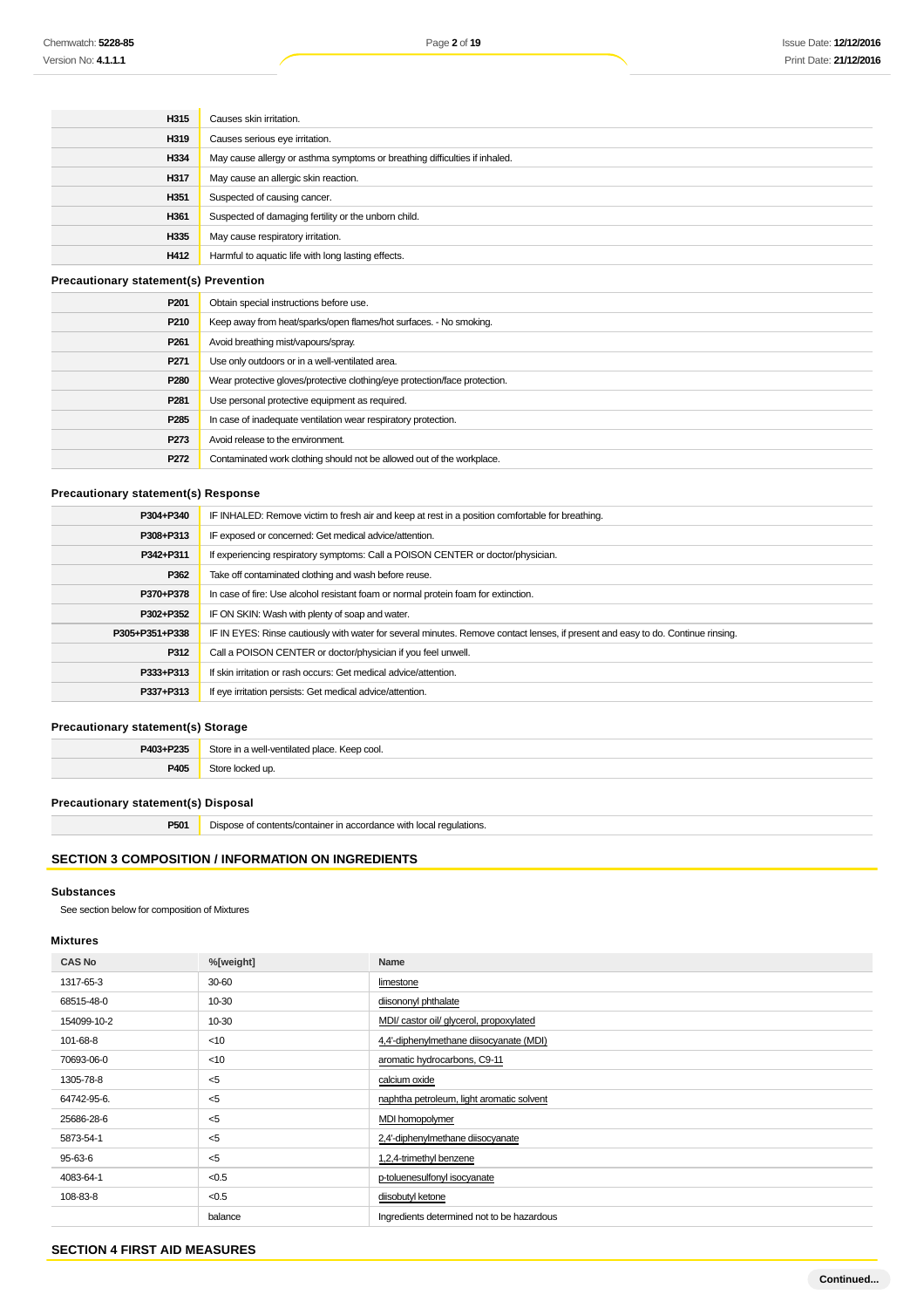| | |
|---|---|
| H315 | Causes skin irritation. |
| H319 | Causes serious eye irritation. |
| H334 | May cause allergy or asthma symptoms or breathing difficulties if inhaled. |
| H317 | May cause an allergic skin reaction. |
| H351 | Suspected of causing cancer. |
| H361 | Suspected of damaging fertility or the unborn child. |
| H335 | May cause respiratory irritation. |
| H412 | Harmful to aquatic life with long lasting effects. |

### Precautionary statement(s) Prevention

| | |
|---|---|
| P201 | Obtain special instructions before use. |
| P210 | Keep away from heat/sparks/open flames/hot surfaces. - No smoking. |
| P261 | Avoid breathing mist/vapours/spray. |
| P271 | Use only outdoors or in a well-ventilated area. |
| P280 | Wear protective gloves/protective clothing/eye protection/face protection. |
| P281 | Use personal protective equipment as required. |
| P285 | In case of inadequate ventilation wear respiratory protection. |
| P273 | Avoid release to the environment. |
| P272 | Contaminated work clothing should not be allowed out of the workplace. |

### Precautionary statement(s) Response

| | |
|---|---|
| P304+P340 | IF INHALED: Remove victim to fresh air and keep at rest in a position comfortable for breathing. |
| P308+P313 | IF exposed or concerned: Get medical advice/attention. |
| P342+P311 | If experiencing respiratory symptoms: Call a POISON CENTER or doctor/physician. |
| P362 | Take off contaminated clothing and wash before reuse. |
| P370+P378 | In case of fire: Use alcohol resistant foam or normal protein foam for extinction. |
| P302+P352 | IF ON SKIN: Wash with plenty of soap and water. |
| P305+P351+P338 | IF IN EYES: Rinse cautiously with water for several minutes. Remove contact lenses, if present and easy to do. Continue rinsing. |
| P312 | Call a POISON CENTER or doctor/physician if you feel unwell. |
| P333+P313 | If skin irritation or rash occurs: Get medical advice/attention. |
| P337+P313 | If eye irritation persists: Get medical advice/attention. |

### Precautionary statement(s) Storage

| | |
|---|---|
| P403+P235 | Store in a well-ventilated place. Keep cool. |
| P405 | Store locked up. |

### Precautionary statement(s) Disposal

| | |
|---|---|
| P501 | Dispose of contents/container in accordance with local regulations. |

## SECTION 3 COMPOSITION / INFORMATION ON INGREDIENTS

### Substances

See section below for composition of Mixtures

### Mixtures

| CAS No | %[weight] | Name |
|---|---|---|
| 1317-65-3 | 30-60 | limestone |
| 68515-48-0 | 10-30 | diisononyl phthalate |
| 154099-10-2 | 10-30 | MDI/ castor oil/ glycerol, propoxylated |
| 101-68-8 | <10 | 4,4'-diphenylmethane diisocyanate (MDI) |
| 70693-06-0 | <10 | aromatic hydrocarbons, C9-11 |
| 1305-78-8 | <5 | calcium oxide |
| 64742-95-6. | <5 | naphtha petroleum, light aromatic solvent |
| 25686-28-6 | <5 | MDI homopolymer |
| 5873-54-1 | <5 | 2,4'-diphenylmethane diisocyanate |
| 95-63-6 | <5 | 1,2,4-trimethyl benzene |
| 4083-64-1 | <0.5 | p-toluenesulfonyl isocyanate |
| 108-83-8 | <0.5 | diisobutyl ketone |
| | balance | Ingredients determined not to be hazardous |

## SECTION 4 FIRST AID MEASURES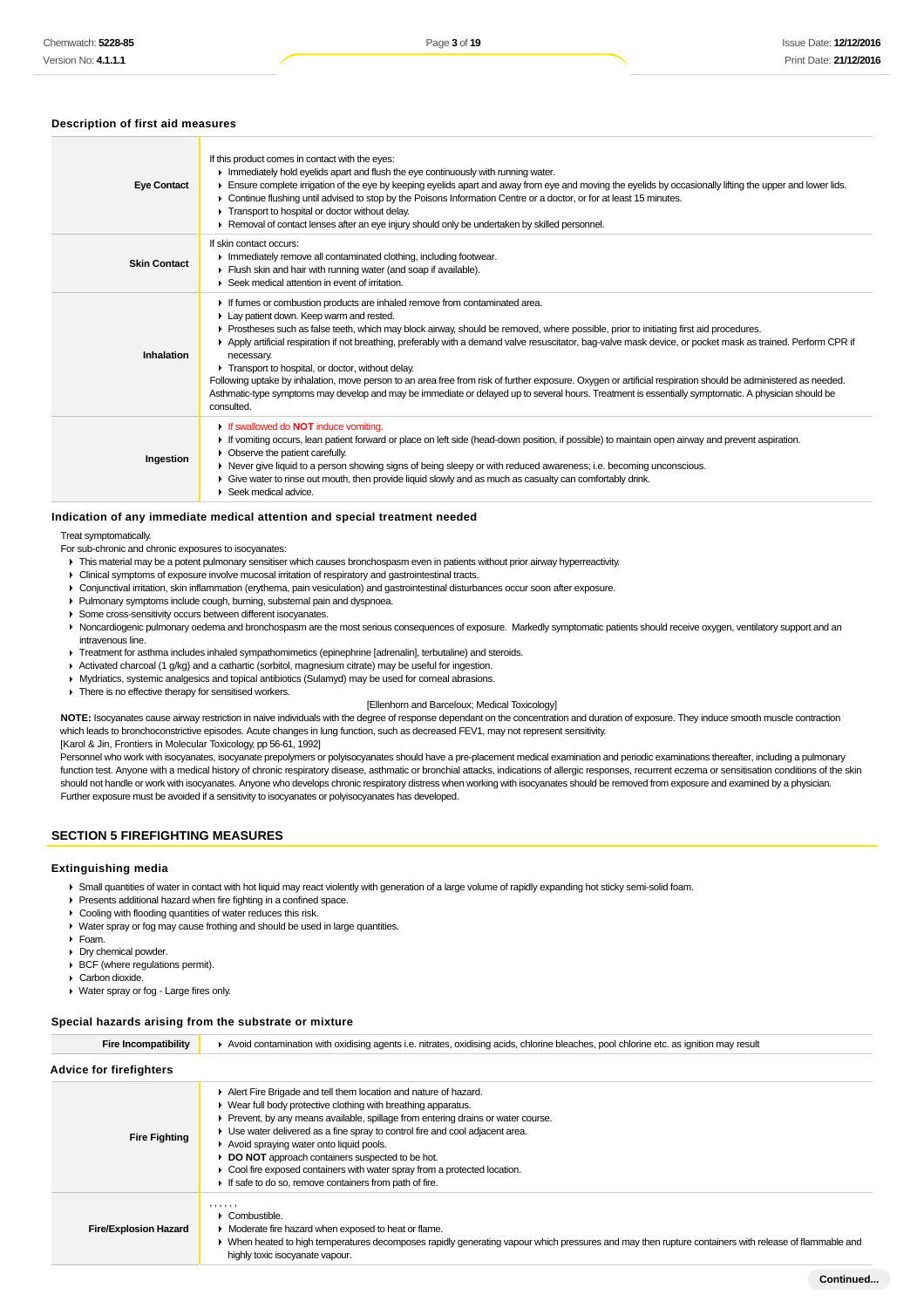### Description of first aid measures

| | |
|---|---|
| **Eye Contact** | If this product comes in contact with the eyes:<br>▶ Immediately hold eyelids apart and flush the eye continuously with running water.<br>▶ Ensure complete irrigation of the eye by keeping eyelids apart and away from eye and moving the eyelids by occasionally lifting the upper and lower lids.<br>▶ Continue flushing until advised to stop by the Poisons Information Centre or a doctor, or for at least 15 minutes.<br>▶ Transport to hospital or doctor without delay.<br>▶ Removal of contact lenses after an eye injury should only be undertaken by skilled personnel. |
| **Skin Contact** | If skin contact occurs:<br>▶ Immediately remove all contaminated clothing, including footwear.<br>▶ Flush skin and hair with running water (and soap if available).<br>▶ Seek medical attention in event of irritation. |
| **Inhalation** | ▶ If fumes or combustion products are inhaled remove from contaminated area.<br>▶ Lay patient down. Keep warm and rested.<br>▶ Prostheses such as false teeth, which may block airway, should be removed, where possible, prior to initiating first aid procedures.<br>▶ Apply artificial respiration if not breathing, preferably with a demand valve resuscitator, bag-valve mask device, or pocket mask as trained. Perform CPR if necessary.<br>▶ Transport to hospital, or doctor, without delay.<br>Following uptake by inhalation, move person to an area free from risk of further exposure. Oxygen or artificial respiration should be administered as needed. Asthmatic-type symptoms may develop and may be immediate or delayed up to several hours. Treatment is essentially symptomatic. A physician should be consulted. |
| **Ingestion** | ▶ If swallowed do **NOT** induce vomiting.<br>▶ If vomiting occurs, lean patient forward or place on left side (head-down position, if possible) to maintain open airway and prevent aspiration.<br>▶ Observe the patient carefully.<br>▶ Never give liquid to a person showing signs of being sleepy or with reduced awareness; i.e. becoming unconscious.<br>▶ Give water to rinse out mouth, then provide liquid slowly and as much as casualty can comfortably drink.<br>▶ Seek medical advice. |

### Indication of any immediate medical attention and special treatment needed

Treat symptomatically.

For sub-chronic and chronic exposures to isocyanates:

- This material may be a potent pulmonary sensitiser which causes bronchospasm even in patients without prior airway hyperreactivity.
- Clinical symptoms of exposure involve mucosal irritation of respiratory and gastrointestinal tracts.
- Conjunctival irritation, skin inflammation (erythema, pain vesiculation) and gastrointestinal disturbances occur soon after exposure.
- Pulmonary symptoms include cough, burning, substernal pain and dyspnoea.
- Some cross-sensitivity occurs between different isocyanates.
- Noncardiogenic pulmonary oedema and bronchospasm are the most serious consequences of exposure. Markedly symptomatic patients should receive oxygen, ventilatory support and an intravenous line.
- Treatment for asthma includes inhaled sympathomimetics (epinephrine [adrenalin], terbutaline) and steroids.
- Activated charcoal (1 g/kg) and a cathartic (sorbitol, magnesium citrate) may be useful for ingestion.
- Mydriatics, systemic analgesics and topical antibiotics (Sulamyd) may be used for corneal abrasions.
- There is no effective therapy for sensitised workers.

[Ellenhorn and Barceloux; Medical Toxicology]

**NOTE:** Isocyanates cause airway restriction in naive individuals with the degree of response dependant on the concentration and duration of exposure. They induce smooth muscle contraction which leads to bronchoconstrictive episodes. Acute changes in lung function, such as decreased FEV1, may not represent sensitivity.

[Karol & Jin, Frontiers in Molecular Toxicology, pp 56-61, 1992]

Personnel who work with isocyanates, isocyanate prepolymers or polyisocyanates should have a pre-placement medical examination and periodic examinations thereafter, including a pulmonary function test. Anyone with a medical history of chronic respiratory disease, asthmatic or bronchial attacks, indications of allergic responses, recurrent eczema or sensitisation conditions of the skin should not handle or work with isocyanates. Anyone who develops chronic respiratory distress when working with isocyanates should be removed from exposure and examined by a physician. Further exposure must be avoided if a sensitivity to isocyanates or polyisocyanates has developed.

## SECTION 5 FIREFIGHTING MEASURES

### Extinguishing media

- Small quantities of water in contact with hot liquid may react violently with generation of a large volume of rapidly expanding hot sticky semi-solid foam.
- Presents additional hazard when fire fighting in a confined space.
- Cooling with flooding quantities of water reduces this risk.
- Water spray or fog may cause frothing and should be used in large quantities.
- Foam.
- Dry chemical powder.
- BCF (where regulations permit).
- Carbon dioxide.
- Water spray or fog - Large fires only.

### Special hazards arising from the substrate or mixture

| | |
|---|---|
| **Fire Incompatibility** | ▶ Avoid contamination with oxidising agents i.e. nitrates, oxidising acids, chlorine bleaches, pool chlorine etc. as ignition may result |

### Advice for firefighters

| | |
|---|---|
| **Fire Fighting** | ▶ Alert Fire Brigade and tell them location and nature of hazard.<br>▶ Wear full body protective clothing with breathing apparatus.<br>▶ Prevent, by any means available, spillage from entering drains or water course.<br>▶ Use water delivered as a fine spray to control fire and cool adjacent area.<br>▶ Avoid spraying water onto liquid pools.<br>▶ **DO NOT** approach containers suspected to be hot.<br>▶ Cool fire exposed containers with water spray from a protected location.<br>▶ If safe to do so, remove containers from path of fire. |
| **Fire/Explosion Hazard** | , , , , , ,<br>▶ Combustible.<br>▶ Moderate fire hazard when exposed to heat or flame.<br>▶ When heated to high temperatures decomposes rapidly generating vapour which pressures and may then rupture containers with release of flammable and highly toxic isocyanate vapour. |

Continued...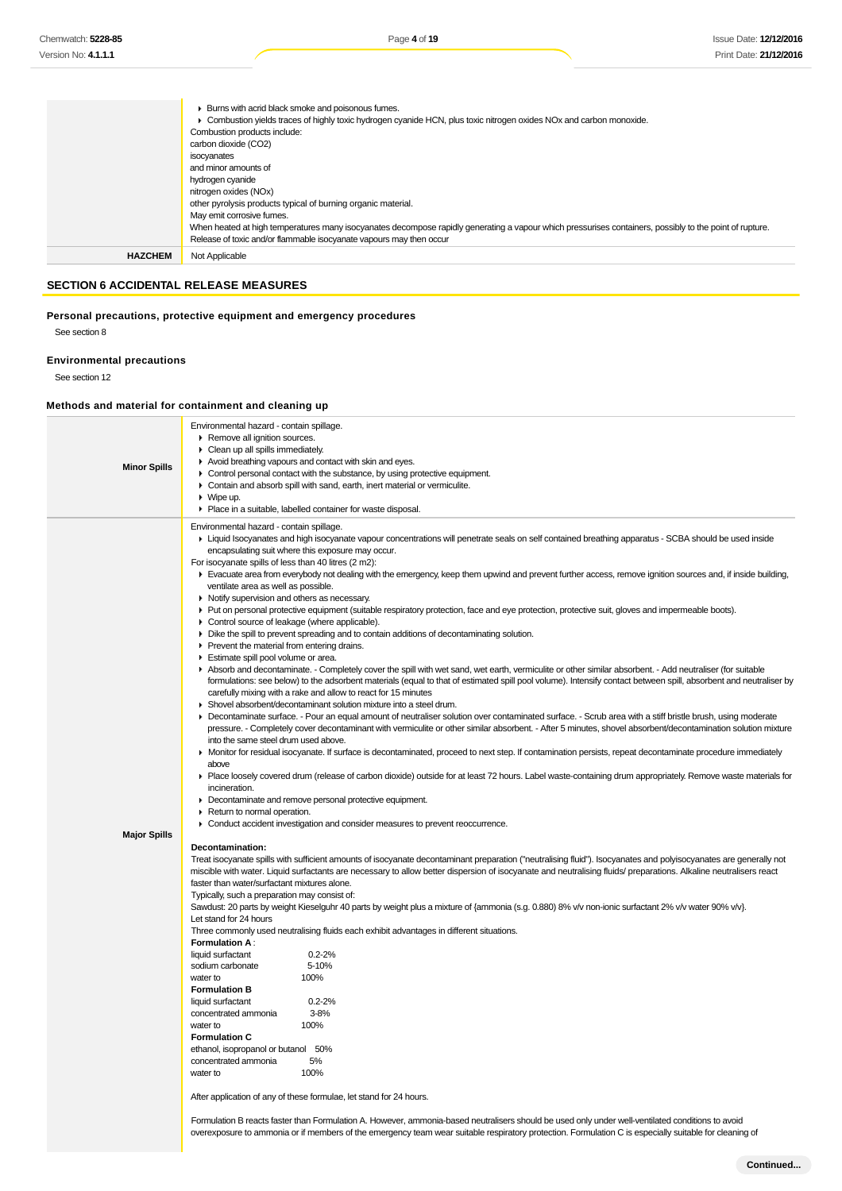| | |
|---|---|
| | ▸ Burns with acrid black smoke and poisonous fumes.<br>▸ Combustion yields traces of highly toxic hydrogen cyanide HCN, plus toxic nitrogen oxides NOx and carbon monoxide.<br>Combustion products include:<br>carbon dioxide ($CO_2$)<br>isocyanates<br>and minor amounts of<br>hydrogen cyanide<br>nitrogen oxides (NOx)<br>other pyrolysis products typical of burning organic material.<br>May emit corrosive fumes.<br>When heated at high temperatures many isocyanates decompose rapidly generating a vapour which pressurises containers, possibly to the point of rupture.<br>Release of toxic and/or flammable isocyanate vapours may then occur |
| **HAZCHEM** | Not Applicable |

## SECTION 6 ACCIDENTAL RELEASE MEASURES

### Personal precautions, protective equipment and emergency procedures

See section 8

### Environmental precautions

See section 12

### Methods and material for containment and cleaning up

| | |
|---|---|
| **Minor Spills** | Environmental hazard - contain spillage.<br>▸ Remove all ignition sources.<br>▸ Clean up all spills immediately.<br>▸ Avoid breathing vapours and contact with skin and eyes.<br>▸ Control personal contact with the substance, by using protective equipment.<br>▸ Contain and absorb spill with sand, earth, inert material or vermiculite.<br>▸ Wipe up.<br>▸ Place in a suitable, labelled container for waste disposal. |
| **Major Spills** | Environmental hazard - contain spillage.<br>▸ Liquid Isocyanates and high isocyanate vapour concentrations will penetrate seals on self contained breathing apparatus - SCBA should be used inside encapsulating suit where this exposure may occur.<br>For isocyanate spills of less than 40 litres (2 m2):<br>▸ Evacuate area from everybody not dealing with the emergency, keep them upwind and prevent further access, remove ignition sources and, if inside building, ventilate area as well as possible.<br>▸ Notify supervision and others as necessary.<br>▸ Put on personal protective equipment (suitable respiratory protection, face and eye protection, protective suit, gloves and impermeable boots).<br>▸ Control source of leakage (where applicable).<br>▸ Dike the spill to prevent spreading and to contain additions of decontaminating solution.<br>▸ Prevent the material from entering drains.<br>▸ Estimate spill pool volume or area.<br>▸ Absorb and decontaminate. - Completely cover the spill with wet sand, wet earth, vermiculite or other similar absorbent. - Add neutraliser (for suitable formulations: see below) to the adsorbent materials (equal to that of estimated spill pool volume). Intensify contact between spill, absorbent and neutraliser by carefully mixing with a rake and allow to react for 15 minutes<br>▸ Shovel absorbent/decontaminant solution mixture into a steel drum.<br>▸ Decontaminate surface. - Pour an equal amount of neutraliser solution over contaminated surface. - Scrub area with a stiff bristle brush, using moderate pressure. - Completely cover decontaminant with vermiculite or other similar absorbent. - After 5 minutes, shovel absorbent/decontamination solution mixture into the same steel drum used above.<br>▸ Monitor for residual isocyanate. If surface is decontaminated, proceed to next step. If contamination persists, repeat decontaminate procedure immediately above<br>▸ Place loosely covered drum (release of carbon dioxide) outside for at least 72 hours. Label waste-containing drum appropriately. Remove waste materials for incineration.<br>▸ Decontaminate and remove personal protective equipment.<br>▸ Return to normal operation.<br>▸ Conduct accident investigation and consider measures to prevent reoccurrence.<br><br>**Decontamination:**<br>Treat isocyanate spills with sufficient amounts of isocyanate decontaminant preparation ("neutralising fluid"). Isocyanates and polyisocyanates are generally not miscible with water. Liquid surfactants are necessary to allow better dispersion of isocyanate and neutralising fluids/ preparations. Alkaline neutralisers react faster than water/surfactant mixtures alone.<br>Typically, such a preparation may consist of:<br>Sawdust: 20 parts by weight Kieselguhr 40 parts by weight plus a mixture of {ammonia (s.g. 0.880) 8% v/v non-ionic surfactant 2% v/v water 90% v/v}.<br>Let stand for 24 hours<br>Three commonly used neutralising fluids each exhibit advantages in different situations.<br>**Formulation A** :<br>liquid surfactant 0.2-2%<br>sodium carbonate 5-10%<br>water to 100%<br>**Formulation B**<br>liquid surfactant 0.2-2%<br>concentrated ammonia 3-8%<br>water to 100%<br>**Formulation C**<br>ethanol, isopropanol or butanol 50%<br>concentrated ammonia 5%<br>water to 100%<br><br>After application of any of these formulae, let stand for 24 hours.<br><br>Formulation B reacts faster than Formulation A. However, ammonia-based neutralisers should be used only under well-ventilated conditions to avoid overexposure to ammonia or if members of the emergency team wear suitable respiratory protection. Formulation C is especially suitable for cleaning of |

Continued...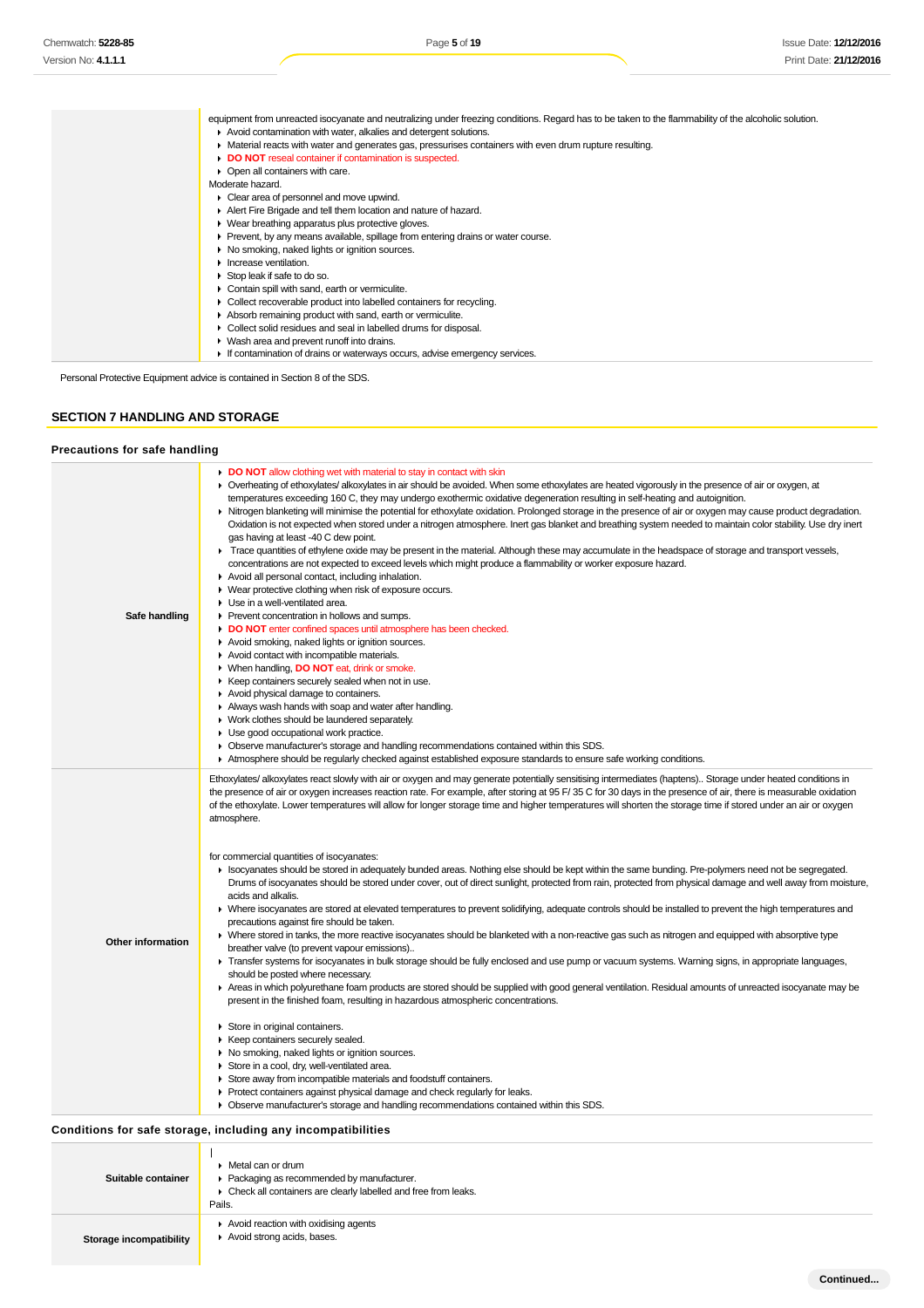| | |
|---|---|
| | equipment from unreacted isocyanate and neutralizing under freezing conditions. Regard has to be taken to the flammability of the alcoholic solution.<br>▸ Avoid contamination with water, alkalies and detergent solutions.<br>▸ Material reacts with water and generates gas, pressurises containers with even drum rupture resulting.<br>▸ **DO NOT** reseal container if contamination is suspected.<br>▸ Open all containers with care.<br>Moderate hazard.<br>▸ Clear area of personnel and move upwind.<br>▸ Alert Fire Brigade and tell them location and nature of hazard.<br>▸ Wear breathing apparatus plus protective gloves.<br>▸ Prevent, by any means available, spillage from entering drains or water course.<br>▸ No smoking, naked lights or ignition sources.<br>▸ Increase ventilation.<br>▸ Stop leak if safe to do so.<br>▸ Contain spill with sand, earth or vermiculite.<br>▸ Collect recoverable product into labelled containers for recycling.<br>▸ Absorb remaining product with sand, earth or vermiculite.<br>▸ Collect solid residues and seal in labelled drums for disposal.<br>▸ Wash area and prevent runoff into drains.<br>▸ If contamination of drains or waterways occurs, advise emergency services. |

Personal Protective Equipment advice is contained in Section 8 of the SDS.

## SECTION 7 HANDLING AND STORAGE

### Precautions for safe handling

| | |
|---|---|
| **Safe handling** | ▸ **DO NOT** allow clothing wet with material to stay in contact with skin<br>▸ Overheating of ethoxylates/ alkoxylates in air should be avoided. When some ethoxylates are heated vigorously in the presence of air or oxygen, at temperatures exceeding 160 C, they may undergo exothermic oxidative degeneration resulting in self-heating and autoignition.<br>▸ Nitrogen blanketing will minimise the potential for ethoxylate oxidation. Prolonged storage in the presence of air or oxygen may cause product degradation. Oxidation is not expected when stored under a nitrogen atmosphere. Inert gas blanket and breathing system needed to maintain color stability. Use dry inert gas having at least -40 C dew point.<br>▸ Trace quantities of ethylene oxide may be present in the material. Although these may accumulate in the headspace of storage and transport vessels, concentrations are not expected to exceed levels which might produce a flammability or worker exposure hazard.<br>▸ Avoid all personal contact, including inhalation.<br>▸ Wear protective clothing when risk of exposure occurs.<br>▸ Use in a well-ventilated area.<br>▸ Prevent concentration in hollows and sumps.<br>▸ **DO NOT** enter confined spaces until atmosphere has been checked.<br>▸ Avoid smoking, naked lights or ignition sources.<br>▸ Avoid contact with incompatible materials.<br>▸ When handling, **DO NOT** eat, drink or smoke.<br>▸ Keep containers securely sealed when not in use.<br>▸ Avoid physical damage to containers.<br>▸ Always wash hands with soap and water after handling.<br>▸ Work clothes should be laundered separately.<br>▸ Use good occupational work practice.<br>▸ Observe manufacturer's storage and handling recommendations contained within this SDS.<br>▸ Atmosphere should be regularly checked against established exposure standards to ensure safe working conditions. |
| **Other information** | Ethoxylates/ alkoxylates react slowly with air or oxygen and may generate potentially sensitising intermediates (haptens).. Storage under heated conditions in the presence of air or oxygen increases reaction rate. For example, after storing at 95 F/ 35 C for 30 days in the presence of air, there is measurable oxidation of the ethoxylate. Lower temperatures will allow for longer storage time and higher temperatures will shorten the storage time if stored under an air or oxygen atmosphere.<br><br>for commercial quantities of isocyanates:<br>▸ Isocyanates should be stored in adequately bunded areas. Nothing else should be kept within the same bunding. Pre-polymers need not be segregated. Drums of isocyanates should be stored under cover, out of direct sunlight, protected from rain, protected from physical damage and well away from moisture, acids and alkalis.<br>▸ Where isocyanates are stored at elevated temperatures to prevent solidifying, adequate controls should be installed to prevent the high temperatures and precautions against fire should be taken.<br>▸ Where stored in tanks, the more reactive isocyanates should be blanketed with a non-reactive gas such as nitrogen and equipped with absorptive type breather valve (to prevent vapour emissions)..<br>▸ Transfer systems for isocyanates in bulk storage should be fully enclosed and use pump or vacuum systems. Warning signs, in appropriate languages, should be posted where necessary.<br>▸ Areas in which polyurethane foam products are stored should be supplied with good general ventilation. Residual amounts of unreacted isocyanate may be present in the finished foam, resulting in hazardous atmospheric concentrations.<br><br>▸ Store in original containers.<br>▸ Keep containers securely sealed.<br>▸ No smoking, naked lights or ignition sources.<br>▸ Store in a cool, dry, well-ventilated area.<br>▸ Store away from incompatible materials and foodstuff containers.<br>▸ Protect containers against physical damage and check regularly for leaks.<br>▸ Observe manufacturer's storage and handling recommendations contained within this SDS. |

### Conditions for safe storage, including any incompatibilities

| | |
|---|---|
| **Suitable container** | \|<br>▸ Metal can or drum<br>▸ Packaging as recommended by manufacturer.<br>▸ Check all containers are clearly labelled and free from leaks.<br>Pails. |
| **Storage incompatibility** | ▸ Avoid reaction with oxidising agents<br>▸ Avoid strong acids, bases. |

**Continued...**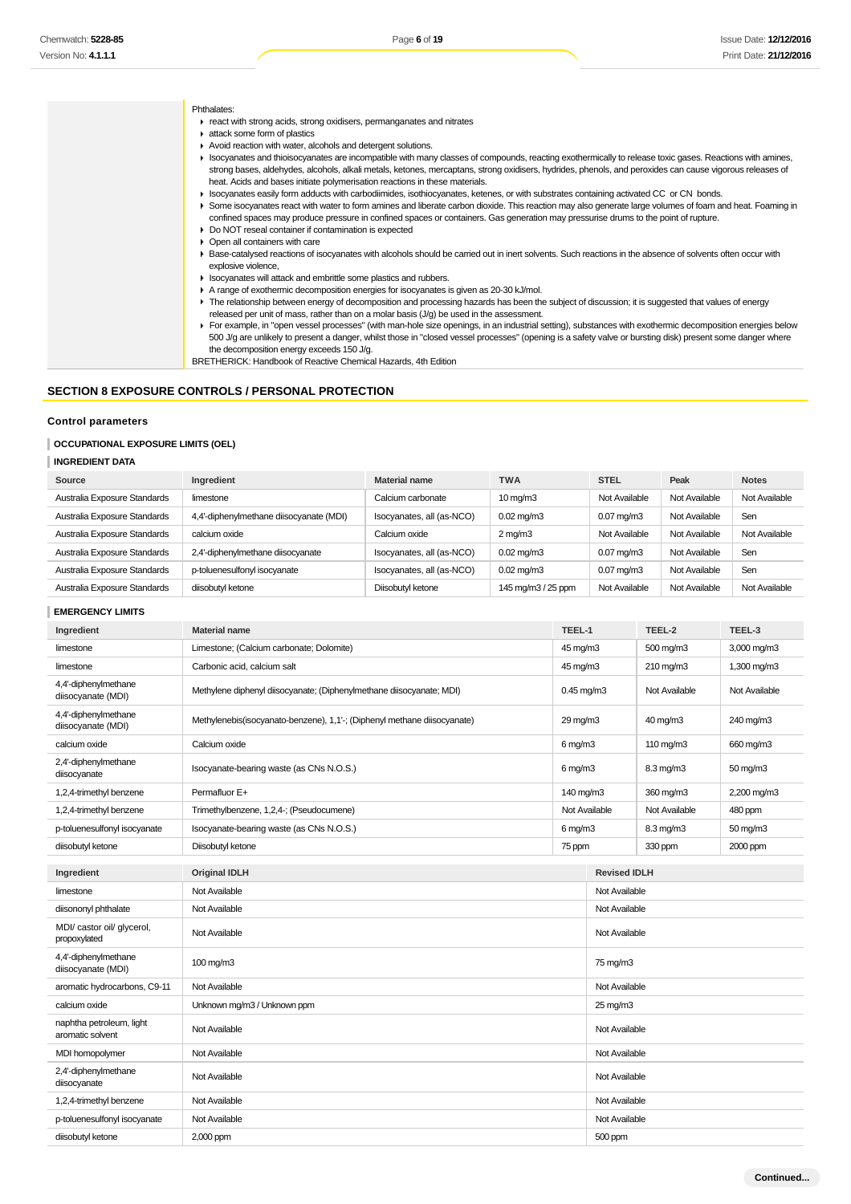Phthalates:

- react with strong acids, strong oxidisers, permanganates and nitrates
- attack some form of plastics
- Avoid reaction with water, alcohols and detergent solutions.
- Isocyanates and thioisocyanates are incompatible with many classes of compounds, reacting exothermically to release toxic gases. Reactions with amines, strong bases, aldehydes, alcohols, alkali metals, ketones, mercaptans, strong oxidisers, hydrides, phenols, and peroxides can cause vigorous releases of heat. Acids and bases initiate polymerisation reactions in these materials.
- Isocyanates easily form adducts with carbodiimides, isothiocyanates, ketenes, or with substrates containing activated CC or CN bonds.
- Some isocyanates react with water to form amines and liberate carbon dioxide. This reaction may also generate large volumes of foam and heat. Foaming in confined spaces may produce pressure in confined spaces or containers. Gas generation may pressurise drums to the point of rupture.
- Do NOT reseal container if contamination is expected
- Open all containers with care
- Base-catalysed reactions of isocyanates with alcohols should be carried out in inert solvents. Such reactions in the absence of solvents often occur with explosive violence,
- Isocyanates will attack and embrittle some plastics and rubbers.
- A range of exothermic decomposition energies for isocyanates is given as 20-30 kJ/mol.
- The relationship between energy of decomposition and processing hazards has been the subject of discussion; it is suggested that values of energy released per unit of mass, rather than on a molar basis (J/g) be used in the assessment.
- For example, in "open vessel processes" (with man-hole size openings, in an industrial setting), substances with exothermic decomposition energies below 500 J/g are unlikely to present a danger, whilst those in "closed vessel processes" (opening is a safety valve or bursting disk) present some danger where the decomposition energy exceeds 150 J/g.

BRETHERICK: Handbook of Reactive Chemical Hazards, 4th Edition

## SECTION 8 EXPOSURE CONTROLS / PERSONAL PROTECTION

### Control parameters

#### OCCUPATIONAL EXPOSURE LIMITS (OEL)

#### INGREDIENT DATA

| Source | Ingredient | Material name | TWA | STEL | Peak | Notes |
|---|---|---|---|---|---|---|
| Australia Exposure Standards | limestone | Calcium carbonate | 10 mg/m3 | Not Available | Not Available | Not Available |
| Australia Exposure Standards | 4,4'-diphenylmethane diisocyanate (MDI) | Isocyanates, all (as-NCO) | 0.02 mg/m3 | 0.07 mg/m3 | Not Available | Sen |
| Australia Exposure Standards | calcium oxide | Calcium oxide | 2 mg/m3 | Not Available | Not Available | Not Available |
| Australia Exposure Standards | 2,4'-diphenylmethane diisocyanate | Isocyanates, all (as-NCO) | 0.02 mg/m3 | 0.07 mg/m3 | Not Available | Sen |
| Australia Exposure Standards | p-toluenesulfonyl isocyanate | Isocyanates, all (as-NCO) | 0.02 mg/m3 | 0.07 mg/m3 | Not Available | Sen |
| Australia Exposure Standards | diisobutyl ketone | Diisobutyl ketone | 145 mg/m3 / 25 ppm | Not Available | Not Available | Not Available |

#### EMERGENCY LIMITS

| Ingredient | Material name | TEEL-1 | TEEL-2 | TEEL-3 |
|---|---|---|---|---|
| limestone | Limestone; (Calcium carbonate; Dolomite) | 45 mg/m3 | 500 mg/m3 | 3,000 mg/m3 |
| limestone | Carbonic acid, calcium salt | 45 mg/m3 | 210 mg/m3 | 1,300 mg/m3 |
| 4,4'-diphenylmethane diisocyanate (MDI) | Methylene diphenyl diisocyanate; (Diphenylmethane diisocyanate; MDI) | 0.45 mg/m3 | Not Available | Not Available |
| 4,4'-diphenylmethane diisocyanate (MDI) | Methylenebis(isocyanato-benzene), 1,1'-; (Diphenyl methane diisocyanate) | 29 mg/m3 | 40 mg/m3 | 240 mg/m3 |
| calcium oxide | Calcium oxide | 6 mg/m3 | 110 mg/m3 | 660 mg/m3 |
| 2,4'-diphenylmethane diisocyanate | Isocyanate-bearing waste (as CNs N.O.S.) | 6 mg/m3 | 8.3 mg/m3 | 50 mg/m3 |
| 1,2,4-trimethyl benzene | Permafluor E+ | 140 mg/m3 | 360 mg/m3 | 2,200 mg/m3 |
| 1,2,4-trimethyl benzene | Trimethylbenzene, 1,2,4-; (Pseudocumene) | Not Available | Not Available | 480 ppm |
| p-toluenesulfonyl isocyanate | Isocyanate-bearing waste (as CNs N.O.S.) | 6 mg/m3 | 8.3 mg/m3 | 50 mg/m3 |
| diisobutyl ketone | Diisobutyl ketone | 75 ppm | 330 ppm | 2000 ppm |

| Ingredient | Original IDLH | Revised IDLH |
|---|---|---|
| limestone | Not Available | Not Available |
| diisononyl phthalate | Not Available | Not Available |
| MDI/ castor oil/ glycerol, propoxylated | Not Available | Not Available |
| 4,4'-diphenylmethane diisocyanate (MDI) | 100 mg/m3 | 75 mg/m3 |
| aromatic hydrocarbons, C9-11 | Not Available | Not Available |
| calcium oxide | Unknown mg/m3 / Unknown ppm | 25 mg/m3 |
| naphtha petroleum, light aromatic solvent | Not Available | Not Available |
| MDI homopolymer | Not Available | Not Available |
| 2,4'-diphenylmethane diisocyanate | Not Available | Not Available |
| 1,2,4-trimethyl benzene | Not Available | Not Available |
| p-toluenesulfonyl isocyanate | Not Available | Not Available |
| diisobutyl ketone | 2,000 ppm | 500 ppm |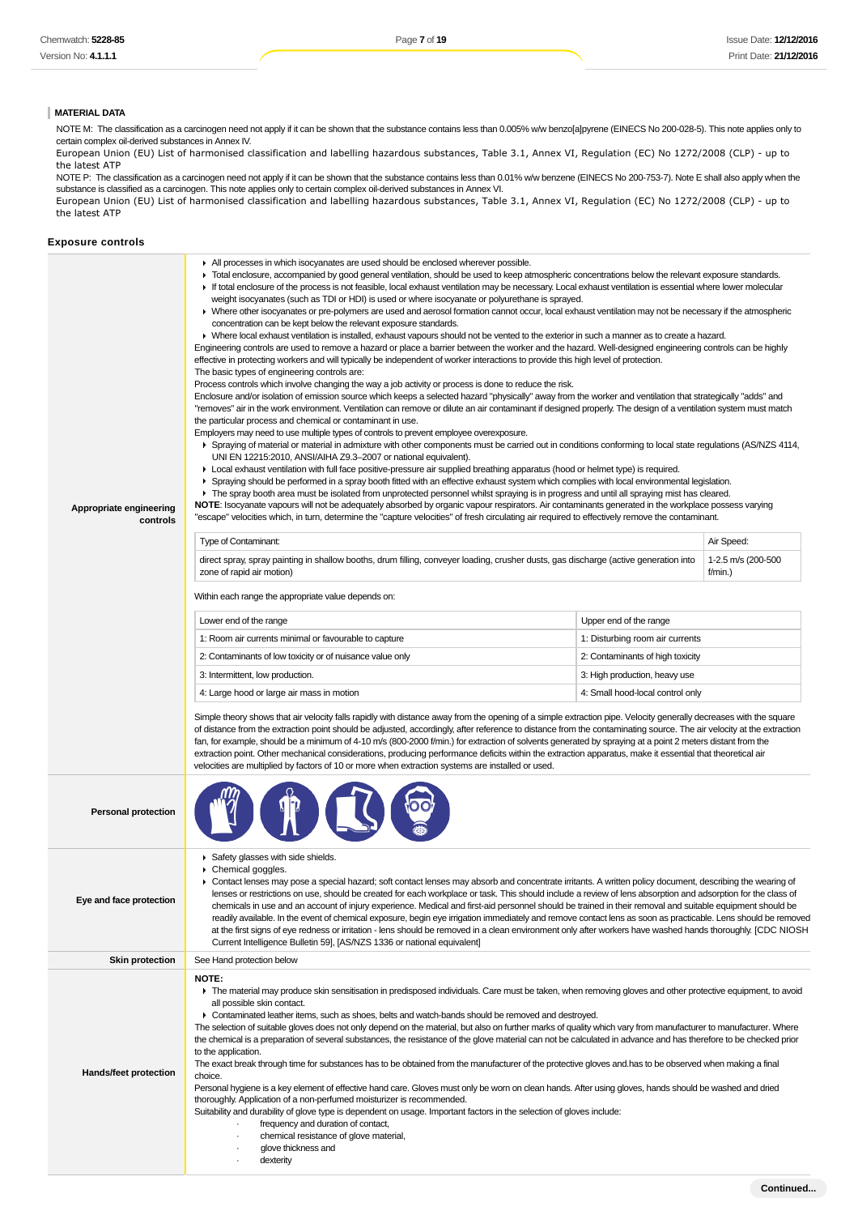### MATERIAL DATA

NOTE M: The classification as a carcinogen need not apply if it can be shown that the substance contains less than 0.005% w/w benzo[a]pyrene (EINECS No 200-028-5). This note applies only to certain complex oil-derived substances in Annex IV.

European Union (EU) List of harmonised classification and labelling hazardous substances, Table 3.1, Annex VI, Regulation (EC) No 1272/2008 (CLP) - up to the latest ATP

NOTE P: The classification as a carcinogen need not apply if it can be shown that the substance contains less than 0.01% w/w benzene (EINECS No 200-753-7). Note E shall also apply when the substance is classified as a carcinogen. This note applies only to certain complex oil-derived substances in Annex VI.

European Union (EU) List of harmonised classification and labelling hazardous substances, Table 3.1, Annex VI, Regulation (EC) No 1272/2008 (CLP) - up to the latest ATP

## Exposure controls

**Appropriate engineering controls**

- All processes in which isocyanates are used should be enclosed wherever possible.
- Total enclosure, accompanied by good general ventilation, should be used to keep atmospheric concentrations below the relevant exposure standards.
- If total enclosure of the process is not feasible, local exhaust ventilation may be necessary. Local exhaust ventilation is essential where lower molecular weight isocyanates (such as TDI or HDI) is used or where isocyanate or polyurethane is sprayed.
- Where other isocyanates or pre-polymers are used and aerosol formation cannot occur, local exhaust ventilation may not be necessary if the atmospheric concentration can be kept below the relevant exposure standards.
- Where local exhaust ventilation is installed, exhaust vapours should not be vented to the exterior in such a manner as to create a hazard.

Engineering controls are used to remove a hazard or place a barrier between the worker and the hazard. Well-designed engineering controls can be highly effective in protecting workers and will typically be independent of worker interactions to provide this high level of protection.

The basic types of engineering controls are:

Process controls which involve changing the way a job activity or process is done to reduce the risk.

Enclosure and/or isolation of emission source which keeps a selected hazard "physically" away from the worker and ventilation that strategically "adds" and "removes" air in the work environment. Ventilation can remove or dilute an air contaminant if designed properly. The design of a ventilation system must match the particular process and chemical or contaminant in use.

Employers may need to use multiple types of controls to prevent employee overexposure.

- Spraying of material or material in admixture with other components must be carried out in conditions conforming to local state regulations (AS/NZS 4114, UNI EN 12215:2010, ANSI/AIHA Z9.3–2007 or national equivalent).
- Local exhaust ventilation with full face positive-pressure air supplied breathing apparatus (hood or helmet type) is required.
- Spraying should be performed in a spray booth fitted with an effective exhaust system which complies with local environmental legislation.
- The spray booth area must be isolated from unprotected personnel whilst spraying is in progress and until all spraying mist has cleared.

**NOTE**: Isocyanate vapours will not be adequately absorbed by organic vapour respirators. Air contaminants generated in the workplace possess varying "escape" velocities which, in turn, determine the "capture velocities" of fresh circulating air required to effectively remove the contaminant.

| Type of Contaminant: | Air Speed: |
|---|---|
| direct spray, spray painting in shallow booths, drum filling, conveyer loading, crusher dusts, gas discharge (active generation into zone of rapid air motion) | 1-2.5 m/s (200-500 f/min.) |

Within each range the appropriate value depends on:

| Lower end of the range | Upper end of the range |
|---|---|
| 1: Room air currents minimal or favourable to capture | 1: Disturbing room air currents |
| 2: Contaminants of low toxicity or of nuisance value only | 2: Contaminants of high toxicity |
| 3: Intermittent, low production. | 3: High production, heavy use |
| 4: Large hood or large air mass in motion | 4: Small hood-local control only |

Simple theory shows that air velocity falls rapidly with distance away from the opening of a simple extraction pipe. Velocity generally decreases with the square of distance from the extraction point should be adjusted, accordingly, after reference to distance from the contaminating source. The air velocity at the extraction fan, for example, should be a minimum of 4-10 m/s (800-2000 f/min.) for extraction of solvents generated by spraying at a point 2 meters distant from the extraction point. Other mechanical considerations, producing performance deficits within the extraction apparatus, make it essential that theoretical air velocities are multiplied by factors of 10 or more when extraction systems are installed or used.

**Personal protection**

**Eye and face protection**

- Safety glasses with side shields.
- Chemical goggles.
- Contact lenses may pose a special hazard; soft contact lenses may absorb and concentrate irritants. A written policy document, describing the wearing of lenses or restrictions on use, should be created for each workplace or task. This should include a review of lens absorption and adsorption for the class of chemicals in use and an account of injury experience. Medical and first-aid personnel should be trained in their removal and suitable equipment should be readily available. In the event of chemical exposure, begin eye irrigation immediately and remove contact lens as soon as practicable. Lens should be removed at the first signs of eye redness or irritation - lens should be removed in a clean environment only after workers have washed hands thoroughly. [CDC NIOSH Current Intelligence Bulletin 59], [AS/NZS 1336 or national equivalent]

**Skin protection**

See Hand protection below

**Hands/feet protection**

**NOTE:**

- The material may produce skin sensitisation in predisposed individuals. Care must be taken, when removing gloves and other protective equipment, to avoid all possible skin contact.
- Contaminated leather items, such as shoes, belts and watch-bands should be removed and destroyed.

The selection of suitable gloves does not only depend on the material, but also on further marks of quality which vary from manufacturer to manufacturer. Where the chemical is a preparation of several substances, the resistance of the glove material can not be calculated in advance and has therefore to be checked prior to the application.

The exact break through time for substances has to be obtained from the manufacturer of the protective gloves and.has to be observed when making a final choice.

Personal hygiene is a key element of effective hand care. Gloves must only be worn on clean hands. After using gloves, hands should be washed and dried thoroughly. Application of a non-perfumed moisturizer is recommended.

Suitability and durability of glove type is dependent on usage. Important factors in the selection of gloves include:

- frequency and duration of contact,
- chemical resistance of glove material,
- glove thickness and
- dexterity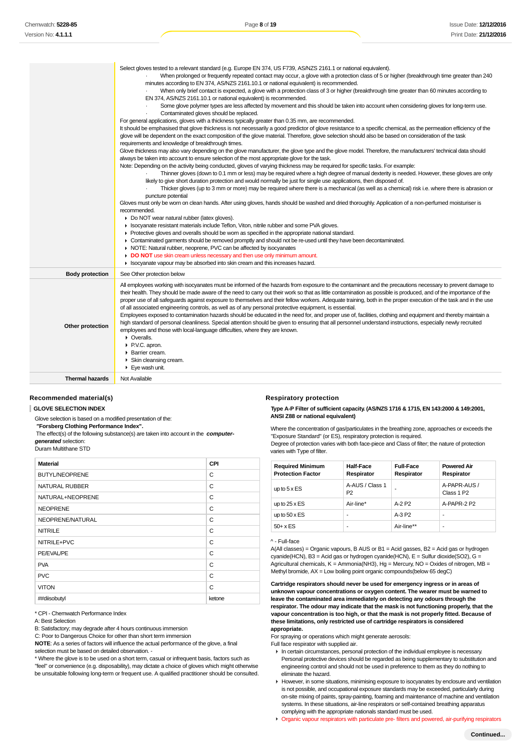| | |
|---|---|
| | Select gloves tested to a relevant standard (e.g. Europe EN 374, US F739, AS/NZS 2161.1 or national equivalent).<br>· When prolonged or frequently repeated contact may occur, a glove with a protection class of 5 or higher (breakthrough time greater than 240 minutes according to EN 374, AS/NZS 2161.10.1 or national equivalent) is recommended.<br>· When only brief contact is expected, a glove with a protection class of 3 or higher (breakthrough time greater than 60 minutes according to EN 374, AS/NZS 2161.10.1 or national equivalent) is recommended.<br>· Some glove polymer types are less affected by movement and this should be taken into account when considering gloves for long-term use.<br>· Contaminated gloves should be replaced.<br>For general applications, gloves with a thickness typically greater than 0.35 mm, are recommended.<br>It should be emphasised that glove thickness is not necessarily a good predictor of glove resistance to a specific chemical, as the permeation efficiency of the glove will be dependent on the exact composition of the glove material. Therefore, glove selection should also be based on consideration of the task requirements and knowledge of breakthrough times.<br>Glove thickness may also vary depending on the glove manufacturer, the glove type and the glove model. Therefore, the manufacturers' technical data should always be taken into account to ensure selection of the most appropriate glove for the task.<br>Note: Depending on the activity being conducted, gloves of varying thickness may be required for specific tasks. For example:<br>· Thinner gloves (down to 0.1 mm or less) may be required where a high degree of manual dexterity is needed. However, these gloves are only likely to give short duration protection and would normally be just for single use applications, then disposed of.<br>· Thicker gloves (up to 3 mm or more) may be required where there is a mechanical (as well as a chemical) risk i.e. where there is abrasion or puncture potential<br>Gloves must only be worn on clean hands. After using gloves, hands should be washed and dried thoroughly. Application of a non-perfumed moisturiser is recommended.<br>▸ Do NOT wear natural rubber (latex gloves).<br>▸ Isocyanate resistant materials include Teflon, Viton, nitrile rubber and some PVA gloves.<br>▸ Protective gloves and overalls should be worn as specified in the appropriate national standard.<br>▸ Contaminated garments should be removed promptly and should not be re-used until they have been decontaminated.<br>▸ NOTE: Natural rubber, neoprene, PVC can be affected by isocyanates<br>▸ **DO NOT** use skin cream unless necessary and then use only minimum amount.<br>▸ Isocyanate vapour may be absorbed into skin cream and this increases hazard. |
| **Body protection** | See Other protection below |
| **Other protection** | All employees working with isocyanates must be informed of the hazards from exposure to the contaminant and the precautions necessary to prevent damage to their health. They should be made aware of the need to carry out their work so that as little contamination as possible is produced, and of the importance of the proper use of all safeguards against exposure to themselves and their fellow workers. Adequate training, both in the proper execution of the task and in the use of all associated engineering controls, as well as of any personal protective equipment, is essential.<br>Employees exposed to contamination hazards should be educated in the need for, and proper use of, facilities, clothing and equipment and thereby maintain a high standard of personal cleanliness. Special attention should be given to ensuring that all personnel understand instructions, especially newly recruited employees and those with local-language difficulties, where they are known.<br>▸ Overalls.<br>▸ P.V.C. apron.<br>▸ Barrier cream.<br>▸ Skin cleansing cream.<br>▸ Eye wash unit. |
| **Thermal hazards** | Not Available |

## Recommended material(s)

**GLOVE SELECTION INDEX**

Glove selection is based on a modified presentation of the:
**"Forsberg Clothing Performance Index".**
The effect(s) of the following substance(s) are taken into account in the ***computer-generated*** selection:
Duram Multithane STD

| Material | CPI |
|---|---|
| BUTYL/NEOPRENE | C |
| NATURAL RUBBER | C |
| NATURAL+NEOPRENE | C |
| NEOPRENE | C |
| NEOPRENE/NATURAL | C |
| NITRILE | C |
| NITRILE+PVC | C |
| PE/EVAL/PE | C |
| PVA | C |
| PVC | C |
| VITON | C |
| ##diisobutyl | ketone |

* CPI - Chemwatch Performance Index
A: Best Selection
B: Satisfactory; may degrade after 4 hours continuous immersion
C: Poor to Dangerous Choice for other than short term immersion
**NOTE**: As a series of factors will influence the actual performance of the glove, a final selection must be based on detailed observation. -
* Where the glove is to be used on a short term, casual or infrequent basis, factors such as "feel" or convenience (e.g. disposability), may dictate a choice of gloves which might otherwise be unsuitable following long-term or frequent use. A qualified practitioner should be consulted.

## Respiratory protection

**Type A-P Filter of sufficient capacity. (AS/NZS 1716 & 1715, EN 143:2000 & 149:2001, ANSI Z88 or national equivalent)**

Where the concentration of gas/particulates in the breathing zone, approaches or exceeds the "Exposure Standard" (or ES), respiratory protection is required.
Degree of protection varies with both face-piece and Class of filter; the nature of protection varies with Type of filter.

| Required Minimum Protection Factor | Half-Face Respirator | Full-Face Respirator | Powered Air Respirator |
|---|---|---|---|
| up to 5 x ES | A-AUS / Class 1 P2 | - | A-PAPR-AUS / Class 1 P2 |
| up to 25 x ES | Air-line* | A-2 P2 | A-PAPR-2 P2 |
| up to 50 x ES | - | A-3 P2 | - |
| 50+ x ES | - | Air-line** | - |

^ - Full-face
A(All classes) = Organic vapours, B AUS or B1 = Acid gasses, B2 = Acid gas or hydrogen cyanide(HCN), B3 = Acid gas or hydrogen cyanide(HCN), E = Sulfur dioxide($SO_2$), G = Agricultural chemicals, K = Ammonia($NH_3$), Hg = Mercury, NO = Oxides of nitrogen, MB = Methyl bromide, AX = Low boiling point organic compounds(below 65 degC)

**Cartridge respirators should never be used for emergency ingress or in areas of unknown vapour concentrations or oxygen content. The wearer must be warned to leave the contaminated area immediately on detecting any odours through the respirator. The odour may indicate that the mask is not functioning properly, that the vapour concentration is too high, or that the mask is not properly fitted. Because of these limitations, only restricted use of cartridge respirators is considered appropriate.**
For spraying or operations which might generate aerosols:
Full face respirator with supplied air.

- In certain circumstances, personal protection of the individual employee is necessary. Personal protective devices should be regarded as being supplementary to substitution and engineering control and should not be used in preference to them as they do nothing to eliminate the hazard.
- However, in some situations, minimising exposure to isocyanates by enclosure and ventilation is not possible, and occupational exposure standards may be exceeded, particularly during on-site mixing of paints, spray-painting, foaming and maintenance of machine and ventilation systems. In these situations, air-line respirators or self-contained breathing apparatus complying with the appropriate nationals standard must be used.
- Organic vapour respirators with particulate pre- filters and powered, air-purifying respirators

**Continued...**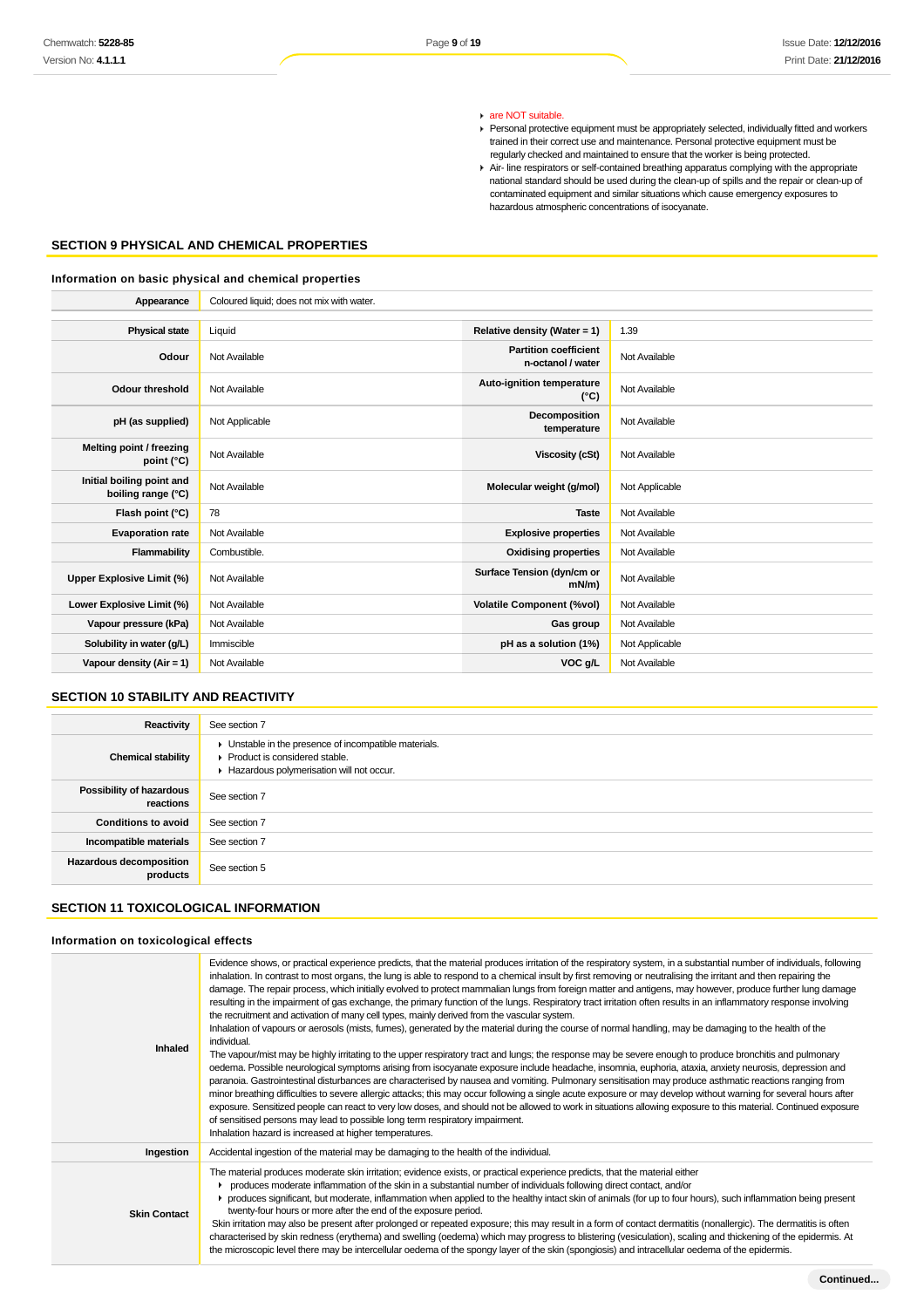- are NOT suitable.
- Personal protective equipment must be appropriately selected, individually fitted and workers trained in their correct use and maintenance. Personal protective equipment must be regularly checked and maintained to ensure that the worker is being protected.
- Air- line respirators or self-contained breathing apparatus complying with the appropriate national standard should be used during the clean-up of spills and the repair or clean-up of contaminated equipment and similar situations which cause emergency exposures to hazardous atmospheric concentrations of isocyanate.

## SECTION 9 PHYSICAL AND CHEMICAL PROPERTIES

### Information on basic physical and chemical properties

| | |
|---|---|
| **Appearance** | Coloured liquid; does not mix with water. |

| | | | |
|---|---|---|---|
| **Physical state** | Liquid | **Relative density (Water = 1)** | 1.39 |
| **Odour** | Not Available | **Partition coefficient n-octanol / water** | Not Available |
| **Odour threshold** | Not Available | **Auto-ignition temperature (°C)** | Not Available |
| **pH (as supplied)** | Not Applicable | **Decomposition temperature** | Not Available |
| **Melting point / freezing point (°C)** | Not Available | **Viscosity (cSt)** | Not Available |
| **Initial boiling point and boiling range (°C)** | Not Available | **Molecular weight (g/mol)** | Not Applicable |
| **Flash point (°C)** | 78 | **Taste** | Not Available |
| **Evaporation rate** | Not Available | **Explosive properties** | Not Available |
| **Flammability** | Combustible. | **Oxidising properties** | Not Available |
| **Upper Explosive Limit (%)** | Not Available | **Surface Tension (dyn/cm or mN/m)** | Not Available |
| **Lower Explosive Limit (%)** | Not Available | **Volatile Component (%vol)** | Not Available |
| **Vapour pressure (kPa)** | Not Available | **Gas group** | Not Available |
| **Solubility in water (g/L)** | Immiscible | **pH as a solution (1%)** | Not Applicable |
| **Vapour density (Air = 1)** | Not Available | **VOC g/L** | Not Available |

## SECTION 10 STABILITY AND REACTIVITY

| | |
|---|---|
| **Reactivity** | See section 7 |
| **Chemical stability** | - Unstable in the presence of incompatible materials.<br>- Product is considered stable.<br>- Hazardous polymerisation will not occur. |
| **Possibility of hazardous reactions** | See section 7 |
| **Conditions to avoid** | See section 7 |
| **Incompatible materials** | See section 7 |
| **Hazardous decomposition products** | See section 5 |

## SECTION 11 TOXICOLOGICAL INFORMATION

### Information on toxicological effects

| | |
|---|---|
| **Inhaled** | Evidence shows, or practical experience predicts, that the material produces irritation of the respiratory system, in a substantial number of individuals, following inhalation. In contrast to most organs, the lung is able to respond to a chemical insult by first removing or neutralising the irritant and then repairing the damage. The repair process, which initially evolved to protect mammalian lungs from foreign matter and antigens, may however, produce further lung damage resulting in the impairment of gas exchange, the primary function of the lungs. Respiratory tract irritation often results in an inflammatory response involving the recruitment and activation of many cell types, mainly derived from the vascular system.<br>Inhalation of vapours or aerosols (mists, fumes), generated by the material during the course of normal handling, may be damaging to the health of the individual.<br>The vapour/mist may be highly irritating to the upper respiratory tract and lungs; the response may be severe enough to produce bronchitis and pulmonary oedema. Possible neurological symptoms arising from isocyanate exposure include headache, insomnia, euphoria, ataxia, anxiety neurosis, depression and paranoia. Gastrointestinal disturbances are characterised by nausea and vomiting. Pulmonary sensitisation may produce asthmatic reactions ranging from minor breathing difficulties to severe allergic attacks; this may occur following a single acute exposure or may develop without warning for several hours after exposure. Sensitized people can react to very low doses, and should not be allowed to work in situations allowing exposure to this material. Continued exposure of sensitised persons may lead to possible long term respiratory impairment.<br>Inhalation hazard is increased at higher temperatures. |
| **Ingestion** | Accidental ingestion of the material may be damaging to the health of the individual. |
| **Skin Contact** | The material produces moderate skin irritation; evidence exists, or practical experience predicts, that the material either<br>- produces moderate inflammation of the skin in a substantial number of individuals following direct contact, and/or<br>- produces significant, but moderate, inflammation when applied to the healthy intact skin of animals (for up to four hours), such inflammation being present twenty-four hours or more after the end of the exposure period.<br>Skin irritation may also be present after prolonged or repeated exposure; this may result in a form of contact dermatitis (nonallergic). The dermatitis is often characterised by skin redness (erythema) and swelling (oedema) which may progress to blistering (vesiculation), scaling and thickening of the epidermis. At the microscopic level there may be intercellular oedema of the spongy layer of the skin (spongiosis) and intracellular oedema of the epidermis. |

Continued...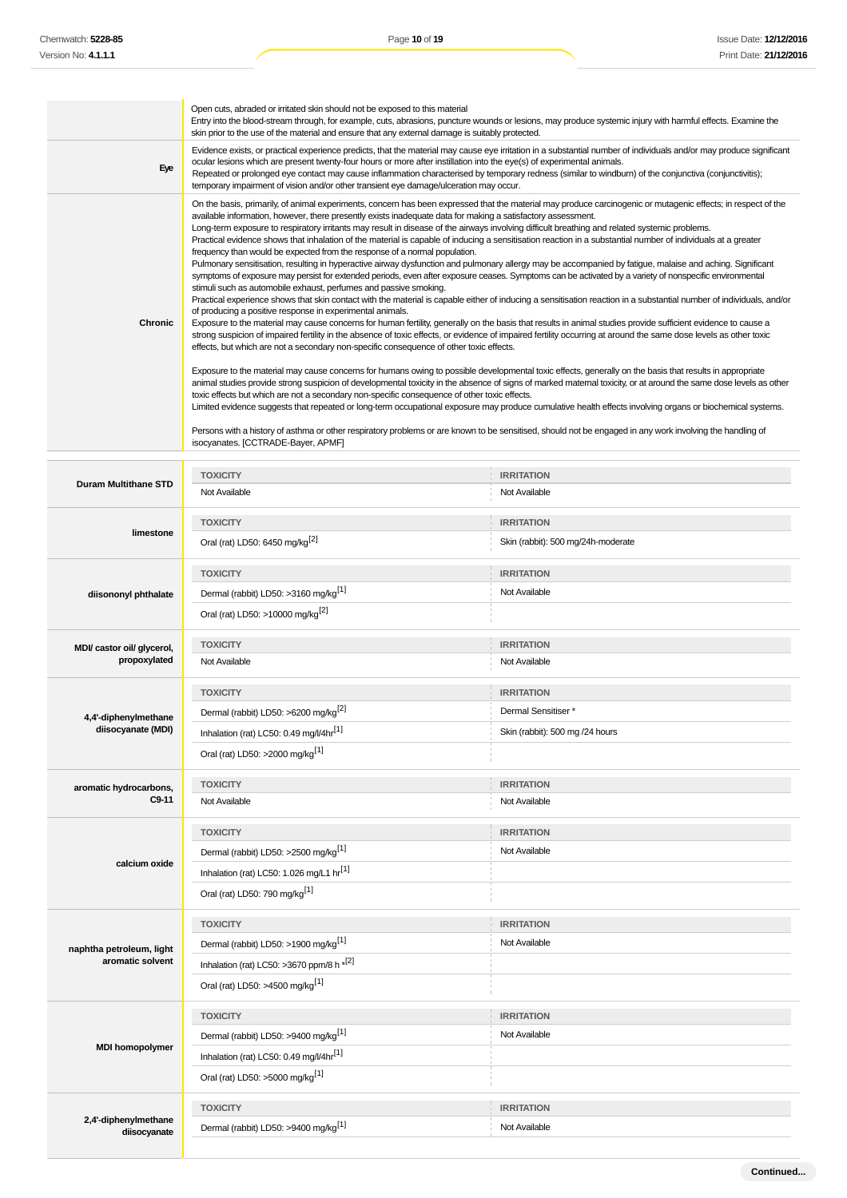| | |
|---|---|
| | Open cuts, abraded or irritated skin should not be exposed to this material<br>Entry into the blood-stream through, for example, cuts, abrasions, puncture wounds or lesions, may produce systemic injury with harmful effects. Examine the skin prior to the use of the material and ensure that any external damage is suitably protected. |
| **Eye** | Evidence exists, or practical experience predicts, that the material may cause eye irritation in a substantial number of individuals and/or may produce significant ocular lesions which are present twenty-four hours or more after instillation into the eye(s) of experimental animals.<br>Repeated or prolonged eye contact may cause inflammation characterised by temporary redness (similar to windburn) of the conjunctiva (conjunctivitis); temporary impairment of vision and/or other transient eye damage/ulceration may occur. |
| **Chronic** | On the basis, primarily, of animal experiments, concern has been expressed that the material may produce carcinogenic or mutagenic effects; in respect of the available information, however, there presently exists inadequate data for making a satisfactory assessment.<br>Long-term exposure to respiratory irritants may result in disease of the airways involving difficult breathing and related systemic problems.<br>Practical evidence shows that inhalation of the material is capable of inducing a sensitisation reaction in a substantial number of individuals at a greater frequency than would be expected from the response of a normal population.<br>Pulmonary sensitisation, resulting in hyperactive airway dysfunction and pulmonary allergy may be accompanied by fatigue, malaise and aching. Significant symptoms of exposure may persist for extended periods, even after exposure ceases. Symptoms can be activated by a variety of nonspecific environmental stimuli such as automobile exhaust, perfumes and passive smoking.<br>Practical experience shows that skin contact with the material is capable either of inducing a sensitisation reaction in a substantial number of individuals, and/or of producing a positive response in experimental animals.<br>Exposure to the material may cause concerns for human fertility, generally on the basis that results in animal studies provide sufficient evidence to cause a strong suspicion of impaired fertility in the absence of toxic effects, or evidence of impaired fertility occurring at around the same dose levels as other toxic effects, but which are not a secondary non-specific consequence of other toxic effects.<br><br>Exposure to the material may cause concerns for humans owing to possible developmental toxic effects, generally on the basis that results in appropriate animal studies provide strong suspicion of developmental toxicity in the absence of signs of marked maternal toxicity, or at around the same dose levels as other toxic effects but which are not a secondary non-specific consequence of other toxic effects.<br>Limited evidence suggests that repeated or long-term occupational exposure may produce cumulative health effects involving organs or biochemical systems.<br><br>Persons with a history of asthma or other respiratory problems or are known to be sensitised, should not be engaged in any work involving the handling of isocyanates. [CCTRADE-Bayer, APMF] |

| | TOXICITY | IRRITATION |
|---|---|---|
| **Duram Multithane STD** | Not Available | Not Available |
| **limestone** | Oral (rat) LD50: 6450 mg/kg[2] | Skin (rabbit): 500 mg/24h-moderate |
| **diisononyl phthalate** | Dermal (rabbit) LD50: >3160 mg/kg[1] | Not Available |
| | Oral (rat) LD50: >10000 mg/kg[2] | |
| **MDI/ castor oil/ glycerol, propoxylated** | Not Available | Not Available |
| **4,4'-diphenylmethane diisocyanate (MDI)** | Dermal (rabbit) LD50: >6200 mg/kg[2] | Dermal Sensitiser * |
| | Inhalation (rat) LC50: 0.49 mg/l/4hr[1] | Skin (rabbit): 500 mg /24 hours |
| | Oral (rat) LD50: >2000 mg/kg[1] | |
| **aromatic hydrocarbons, C9-11** | Not Available | Not Available |
| **calcium oxide** | Dermal (rabbit) LD50: >2500 mg/kg[1] | Not Available |
| | Inhalation (rat) LC50: 1.026 mg/L1 hr[1] | |
| | Oral (rat) LD50: 790 mg/kg[1] | |
| **naphtha petroleum, light aromatic solvent** | Dermal (rabbit) LD50: >1900 mg/kg[1] | Not Available |
| | Inhalation (rat) LC50: >3670 ppm/8 h *[2] | |
| | Oral (rat) LD50: >4500 mg/kg[1] | |
| **MDI homopolymer** | Dermal (rabbit) LD50: >9400 mg/kg[1] | Not Available |
| | Inhalation (rat) LC50: 0.49 mg/l/4hr[1] | |
| | Oral (rat) LD50: >5000 mg/kg[1] | |
| **2,4'-diphenylmethane diisocyanate** | Dermal (rabbit) LD50: >9400 mg/kg[1] | Not Available |

Continued...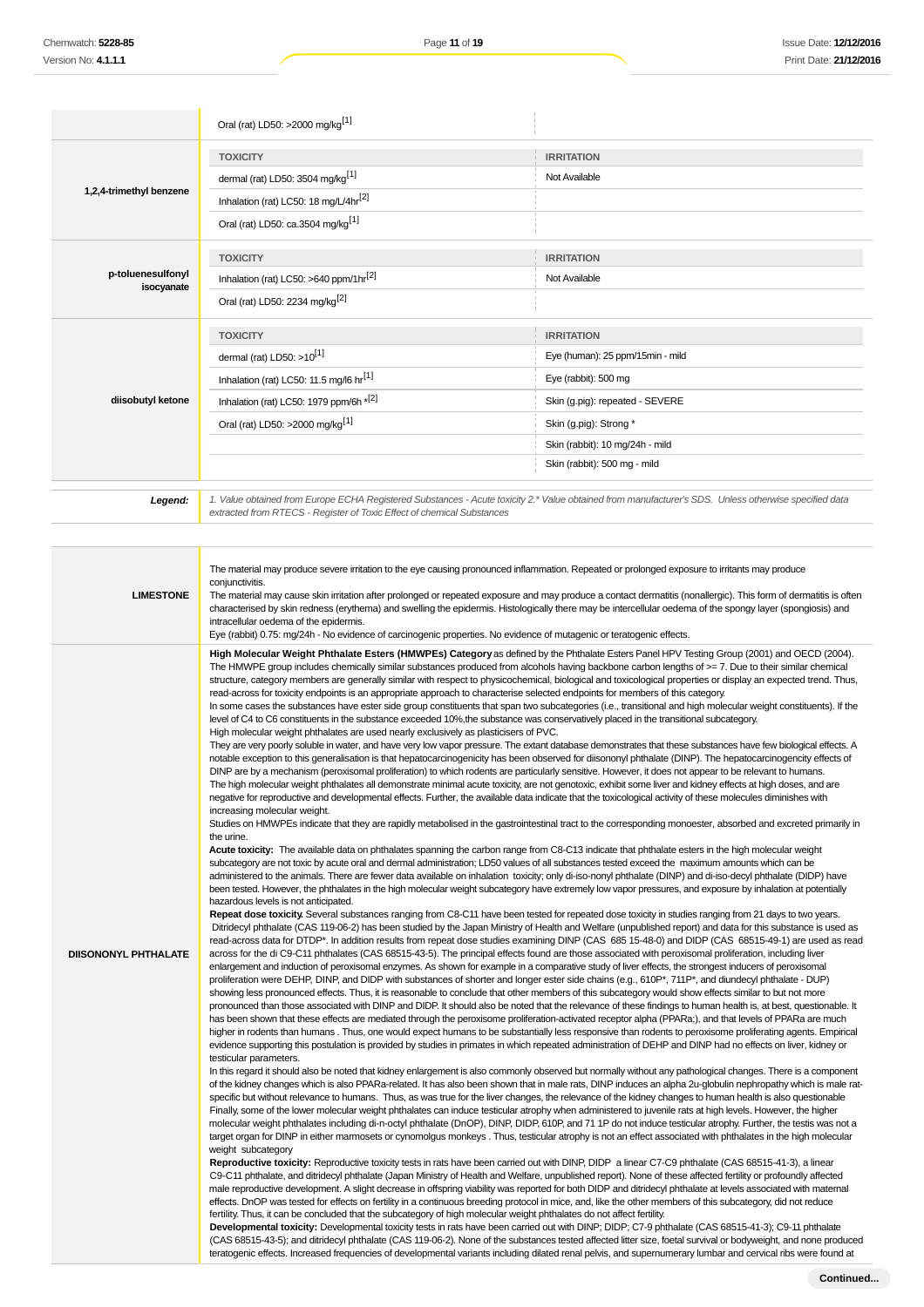| | TOXICITY | IRRITATION |
|---|---|---|
| | Oral (rat) LD50: >2000 mg/kg[1] | |
| **1,2,4-trimethyl benzene** | **TOXICITY** | **IRRITATION** |
| | dermal (rat) LD50: 3504 mg/kg[1] | Not Available |
| | Inhalation (rat) LC50: 18 mg/L/4hr[2] | |
| | Oral (rat) LD50: ca.3504 mg/kg[1] | |
| **p-toluenesulfonyl isocyanate** | **TOXICITY** | **IRRITATION** |
| | Inhalation (rat) LC50: >640 ppm/1hr[2] | Not Available |
| | Oral (rat) LD50: 2234 mg/kg[2] | |
| **diisobutyl ketone** | **TOXICITY** | **IRRITATION** |
| | dermal (rat) LD50: >10[1] | Eye (human): 25 ppm/15min - mild |
| | Inhalation (rat) LC50: 11.5 mg/l6 hr[1] | Eye (rabbit): 500 mg |
| | Inhalation (rat) LC50: 1979 ppm/6h *[2] | Skin (g.pig): repeated - SEVERE |
| | Oral (rat) LD50: >2000 mg/kg[1] | Skin (g.pig): Strong * |
| | | Skin (rabbit): 10 mg/24h - mild |
| | | Skin (rabbit): 500 mg - mild |

| | |
|---|---|
| ***Legend:*** | *1. Value obtained from Europe ECHA Registered Substances - Acute toxicity 2.* Value obtained from manufacturer's SDS. Unless otherwise specified data extracted from RTECS - Register of Toxic Effect of chemical Substances* |

| | |
|---|---|
| **LIMESTONE** | The material may produce severe irritation to the eye causing pronounced inflammation. Repeated or prolonged exposure to irritants may produce conjunctivitis.<br>The material may cause skin irritation after prolonged or repeated exposure and may produce a contact dermatitis (nonallergic). This form of dermatitis is often characterised by skin redness (erythema) and swelling the epidermis. Histologically there may be intercellular oedema of the spongy layer (spongiosis) and intracellular oedema of the epidermis.<br>Eye (rabbit) 0.75: mg/24h - No evidence of carcinogenic properties. No evidence of mutagenic or teratogenic effects. |
| **DIISONONYL PHTHALATE** | **High Molecular Weight Phthalate Esters (HMWPEs) Category** as defined by the Phthalate Esters Panel HPV Testing Group (2001) and OECD (2004).<br>The HMWPE group includes chemically similar substances produced from alcohols having backbone carbon lengths of >= 7. Due to their similar chemical structure, category members are generally similar with respect to physicochemical, biological and toxicological properties or display an expected trend. Thus, read-across for toxicity endpoints is an appropriate approach to characterise selected endpoints for members of this category.<br>In some cases the substances have ester side group constituents that span two subcategories (i.e., transitional and high molecular weight constituents). If the level of C4 to C6 constituents in the substance exceeded 10%,the substance was conservatively placed in the transitional subcategory.<br>High molecular weight phthalates are used nearly exclusively as plasticisers of PVC.<br>They are very poorly soluble in water, and have very low vapor pressure. The extant database demonstrates that these substances have few biological effects. A notable exception to this generalisation is that hepatocarcinogenicity has been observed for diisononyl phthalate (DINP). The hepatocarcinogencity effects of DINP are by a mechanism (peroxisomal proliferation) to which rodents are particularly sensitive. However, it does not appear to be relevant to humans.<br>The high molecular weight phthalates all demonstrate minimal acute toxicity, are not genotoxic, exhibit some liver and kidney effects at high doses, and are negative for reproductive and developmental effects. Further, the available data indicate that the toxicological activity of these molecules diminishes with increasing molecular weight.<br>Studies on HMWPEs indicate that they are rapidly metabolised in the gastrointestinal tract to the corresponding monoester, absorbed and excreted primarily in the urine.<br>**Acute toxicity:** The available data on phthalates spanning the carbon range from C8-C13 indicate that phthalate esters in the high molecular weight subcategory are not toxic by acute oral and dermal administration; LD50 values of all substances tested exceed the maximum amounts which can be administered to the animals. There are fewer data available on inhalation toxicity; only di-iso-nonyl phthalate (DINP) and di-iso-decyl phthalate (DIDP) have been tested. However, the phthalates in the high molecular weight subcategory have extremely low vapor pressures, and exposure by inhalation at potentially hazardous levels is not anticipated.<br>**Repeat dose toxicity.** Several substances ranging from C8-C11 have been tested for repeated dose toxicity in studies ranging from 21 days to two years. Ditridecyl phthalate (CAS 119-06-2) has been studied by the Japan Ministry of Health and Welfare (unpublished report) and data for this substance is used as read-across data for DTDP*. In addition results from repeat dose studies examining DINP (CAS 685 15-48-0) and DIDP (CAS 68515-49-1) are used as read across for the di C9-C11 phthalates (CAS 68515-43-5). The principal effects found are those associated with peroxisomal proliferation, including liver enlargement and induction of peroxisomal enzymes. As shown for example in a comparative study of liver effects, the strongest inducers of peroxisomal proliferation were DEHP, DINP, and DIDP with substances of shorter and longer ester side chains (e.g., 610P*, 711P*, and diundecyl phthalate - DUP) showing less pronounced effects. Thus, it is reasonable to conclude that other members of this subcategory would show effects similar to but not more pronounced than those associated with DINP and DIDP. It should also be noted that the relevance of these findings to human health is, at best, questionable. It has been shown that these effects are mediated through the peroxisome proliferation-activated receptor alpha (PPARa;), and that levels of PPARa are much higher in rodents than humans . Thus, one would expect humans to be substantially less responsive than rodents to peroxisome proliferating agents. Empirical evidence supporting this postulation is provided by studies in primates in which repeated administration of DEHP and DINP had no effects on liver, kidney or testicular parameters.<br>In this regard it should also be noted that kidney enlargement is also commonly observed but normally without any pathological changes. There is a component of the kidney changes which is also PPARa-related. It has also been shown that in male rats, DINP induces an alpha 2u-globulin nephropathy which is male rat-specific but without relevance to humans. Thus, as was true for the liver changes, the relevance of the kidney changes to human health is also questionable Finally, some of the lower molecular weight phthalates can induce testicular atrophy when administered to juvenile rats at high levels. However, the higher molecular weight phthalates including di-n-octyl phthalate (DnOP), DINP, DIDP, 610P, and 71 1P do not induce testicular atrophy. Further, the testis was not a target organ for DINP in either marmosets or cynomolgus monkeys . Thus, testicular atrophy is not an effect associated with phthalates in the high molecular weight subcategory<br>**Reproductive toxicity:** Reproductive toxicity tests in rats have been carried out with DINP, DIDP a linear C7-C9 phthalate (CAS 68515-41-3), a linear C9-C11 phthalate, and ditridecyl phthalate (Japan Ministry of Health and Welfare, unpublished report). None of these affected fertility or profoundly affected male reproductive development. A slight decrease in offspring viability was reported for both DIDP and ditridecyl phthalate at levels associated with maternal effects. DnOP was tested for effects on fertility in a continuous breeding protocol in mice, and, like the other members of this subcategory, did not reduce fertility. Thus, it can be concluded that the subcategory of high molecular weight phthalates do not affect fertility.<br>**Developmental toxicity:** Developmental toxicity tests in rats have been carried out with DINP; DIDP; C7-9 phthalate (CAS 68515-41-3); C9-11 phthalate (CAS 68515-43-5); and ditridecyl phthalate (CAS 119-06-2). None of the substances tested affected litter size, foetal survival or bodyweight, and none produced teratogenic effects. Increased frequencies of developmental variants including dilated renal pelvis, and supernumerary lumbar and cervical ribs were found at |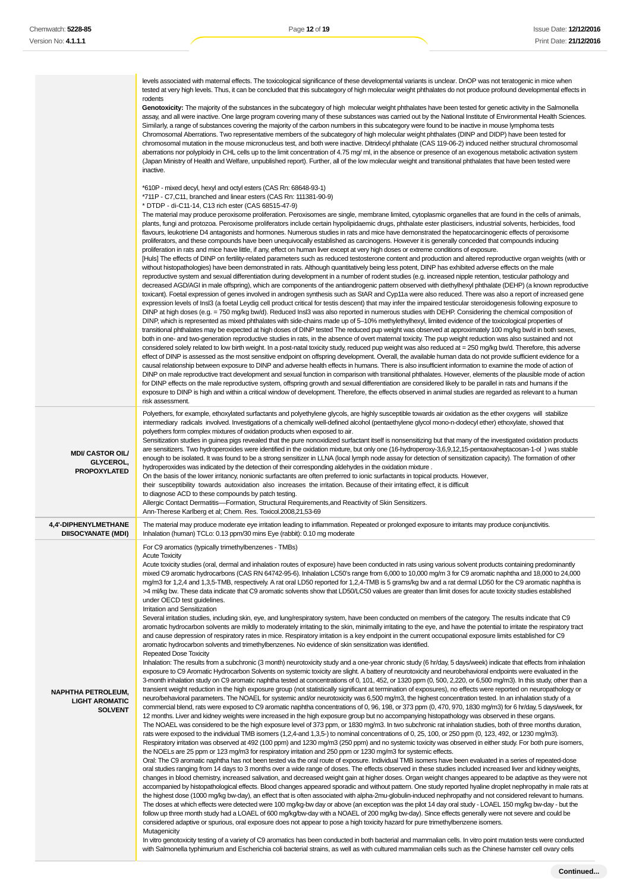| | |
|---|---|
| | levels associated with maternal effects. The toxicological significance of these developmental variants is unclear. DnOP was not teratogenic in mice when tested at very high levels. Thus, it can be concluded that this subcategory of high molecular weight phthalates do not produce profound developmental effects in rodents<br>**Genotoxicity:** The majority of the substances in the subcategory of high molecular weight phthalates have been tested for genetic activity in the Salmonella assay, and all were inactive. One large program covering many of these substances was carried out by the National Institute of Environmental Health Sciences. Similarly, a range of substances covering the majority of the carbon numbers in this subcategory were found to be inactive in mouse lymphoma tests Chromosomal Aberrations. Two representative members of the subcategory of high molecular weight phthalates (DINP and DIDP) have been tested for chromosomal mutation in the mouse micronucleus test, and both were inactive. Ditridecyl phthalate (CAS 119-06-2) induced neither structural chromosomal aberrations nor polyploidy in CHL cells up to the limit concentration of 4.75 mg/ ml, in the absence or presence of an exogenous metabolic activation system (Japan Ministry of Health and Welfare, unpublished report). Further, all of the low molecular weight and transitional phthalates that have been tested were inactive.<br><br>*610P - mixed decyl, hexyl and octyl esters (CAS Rn: 68648-93-1)<br>*711P - C7,C11, branched and linear esters (CAS Rn: 111381-90-9)<br>* DTDP - di-C11-14, C13 rich ester (CAS 68515-47-9)<br>The material may produce peroxisome proliferation. Peroxisomes are single, membrane limited, cytoplasmic organelles that are found in the cells of animals, plants, fungi and protozoa. Peroxisome proliferators include certain hypolipidaemic drugs, phthalate ester plasticisers, industrial solvents, herbicides, food flavours, leukotriene D4 antagonists and hormones. Numerous studies in rats and mice have demonstrated the hepatocarcinogenic effects of peroxisome proliferators, and these compounds have been unequivocally established as carcinogens. However it is generally conceded that compounds inducing proliferation in rats and mice have little, if any, effect on human liver except at very high doses or extreme conditions of exposure.<br>[Huls] The effects of DINP on fertility-related parameters such as reduced testosterone content and production and altered reproductive organ weights (with or without histopathologies) have been demonstrated in rats. Although quantitatively being less potent, DINP has exhibited adverse effects on the male reproductive system and sexual differentiation during development in a number of rodent studies (e.g. increased nipple retention, testicular pathology and decreased AGD/AGI in male offspring), which are components of the antiandrogenic pattern observed with diethylhexyl phthalate (DEHP) (a known reproductive toxicant). Foetal expression of genes involved in androgen synthesis such as StAR and Cyp11a were also reduced. There was also a report of increased gene expression levels of Insl3 (a foetal Leydig cell product critical for testis descent) that may infer the impaired testicular steroidogenesis following exposure to DINP at high doses (e.g. = 750 mg/kg bw/d). Reduced Insl3 was also reported in numerous studies with DEHP. Considering the chemical composition of DINP, which is represented as mixed phthalates with side-chains made up of 5–10% methylethylhexyl, limited evidence of the toxicological properties of transitional phthalates may be expected at high doses of DINP tested The reduced pup weight was observed at approximately 100 mg/kg bw/d in both sexes, both in one- and two-generation reproductive studies in rats, in the absence of overt maternal toxicity. The pup weight reduction was also sustained and not considered solely related to low birth weight. In a post-natal toxicity study, reduced pup weight was also reduced at = 250 mg/kg bw/d. Therefore, this adverse effect of DINP is assessed as the most sensitive endpoint on offspring development. Overall, the available human data do not provide sufficient evidence for a causal relationship between exposure to DINP and adverse health effects in humans. There is also insufficient information to examine the mode of action of DINP on male reproductive tract development and sexual function in comparison with transitional phthalates. However, elements of the plausible mode of action for DINP effects on the male reproductive system, offspring growth and sexual differentiation are considered likely to be parallel in rats and humans if the exposure to DINP is high and within a critical window of development. Therefore, the effects observed in animal studies are regarded as relevant to a human risk assessment. |
| **MDI/ CASTOR OIL/ GLYCEROL, PROPOXYLATED** | Polyethers, for example, ethoxylated surfactants and polyethylene glycols, are highly susceptible towards air oxidation as the ether oxygens will stabilize intermediary radicals involved. Investigations of a chemically well-defined alcohol (pentaethylene glycol mono-n-dodecyl ether) ethoxylate, showed that polyethers form complex mixtures of oxidation products when exposed to air.<br>Sensitization studies in guinea pigs revealed that the pure nonoxidized surfactant itself is nonsensitizing but that many of the investigated oxidation products are sensitizers. Two hydroperoxides were identified in the oxidation mixture, but only one (16-hydroperoxy-3,6,9,12,15-pentaoxaheptacosan-1-ol ) was stable enough to be isolated. It was found to be a strong sensitizer in LLNA (local lymph node assay for detection of sensitization capacity). The formation of other hydroperoxides was indicated by the detection of their corresponding aldehydes in the oxidation mixture .<br>On the basis of the lower irritancy, nonionic surfactants are often preferred to ionic surfactants in topical products. However, their susceptibility towards autoxidation also increases the irritation. Because of their irritating effect, it is difficult to diagnose ACD to these compounds by patch testing.<br>Allergic Contact Dermatitis—Formation, Structural Requirements,and Reactivity of Skin Sensitizers.<br>Ann-Therese Karlberg et al; Chem. Res. Toxicol.2008,21,53-69 |
| **4,4'-DIPHENYLMETHANE DIISOCYANATE (MDI)** | The material may produce moderate eye irritation leading to inflammation. Repeated or prolonged exposure to irritants may produce conjunctivitis.<br>Inhalation (human) TCLo: 0.13 ppm/30 mins Eye (rabbit): 0.10 mg moderate |
| **NAPHTHA PETROLEUM, LIGHT AROMATIC SOLVENT** | For C9 aromatics (typically trimethylbenzenes - TMBs)<br>Acute Toxicity<br>Acute toxicity studies (oral, dermal and inhalation routes of exposure) have been conducted in rats using various solvent products containing predominantly mixed C9 aromatic hydrocarbons (CAS RN 64742-95-6). Inhalation LC50's range from 6,000 to 10,000 mg/m 3 for C9 aromatic naphtha and 18,000 to 24,000 mg/m3 for 1,2,4 and 1,3,5-TMB, respectively. A rat oral LD50 reported for 1,2,4-TMB is 5 grams/kg bw and a rat dermal LD50 for the C9 aromatic naphtha is >4 ml/kg bw. These data indicate that C9 aromatic solvents show that LD50/LC50 values are greater than limit doses for acute toxicity studies established under OECD test guidelines.<br>Irritation and Sensitization<br>Several irritation studies, including skin, eye, and lung/respiratory system, have been conducted on members of the category. The results indicate that C9 aromatic hydrocarbon solvents are mildly to moderately irritating to the skin, minimally irritating to the eye, and have the potential to irritate the respiratory tract and cause depression of respiratory rates in mice. Respiratory irritation is a key endpoint in the current occupational exposure limits established for C9 aromatic hydrocarbon solvents and trimethylbenzenes. No evidence of skin sensitization was identified.<br>Repeated Dose Toxicity<br>Inhalation: The results from a subchronic (3 month) neurotoxicity study and a one-year chronic study (6 hr/day, 5 days/week) indicate that effects from inhalation exposure to C9 Aromatic Hydrocarbon Solvents on systemic toxicity are slight. A battery of neurotoxicity and neurobehavioral endpoints were evaluated in the 3-month inhalation study on C9 aromatic naphtha tested at concentrations of 0, 101, 452, or 1320 ppm (0, 500, 2,220, or 6,500 mg/m3). In this study, other than a transient weight reduction in the high exposure group (not statistically significant at termination of exposures), no effects were reported on neuropathology or neuro/behavioral parameters. The NOAEL for systemic and/or neurotoxicity was 6,500 mg/m3, the highest concentration tested. In an inhalation study of a commercial blend, rats were exposed to C9 aromatic naphtha concentrations of 0, 96, 198, or 373 ppm (0, 470, 970, 1830 mg/m3) for 6 hr/day, 5 days/week, for 12 months. Liver and kidney weights were increased in the high exposure group but no accompanying histopathology was observed in these organs.<br>The NOAEL was considered to be the high exposure level of 373 ppm, or 1830 mg/m3. In two subchronic rat inhalation studies, both of three months duration, rats were exposed to the individual TMB isomers (1,2,4-and 1,3,5-) to nominal concentrations of 0, 25, 100, or 250 ppm (0, 123, 492, or 1230 mg/m3). Respiratory irritation was observed at 492 (100 ppm) and 1230 mg/m3 (250 ppm) and no systemic toxicity was observed in either study. For both pure isomers, the NOELs are 25 ppm or 123 mg/m3 for respiratory irritation and 250 ppm or 1230 mg/m3 for systemic effects.<br>Oral: The C9 aromatic naphtha has not been tested via the oral route of exposure. Individual TMB isomers have been evaluated in a series of repeated-dose oral studies ranging from 14 days to 3 months over a wide range of doses. The effects observed in these studies included increased liver and kidney weights, changes in blood chemistry, increased salivation, and decreased weight gain at higher doses. Organ weight changes appeared to be adaptive as they were not accompanied by histopathological effects. Blood changes appeared sporadic and without pattern. One study reported hyaline droplet nephropathy in male rats at the highest dose (1000 mg/kg bw-day), an effect that is often associated with alpha-2mu-globulin-induced nephropathy and not considered relevant to humans. The doses at which effects were detected were 100 mg/kg-bw day or above (an exception was the pilot 14 day oral study - LOAEL 150 mg/kg bw-day - but the follow up three month study had a LOAEL of 600 mg/kg/bw-day with a NOAEL of 200 mg/kg bw-day). Since effects generally were not severe and could be considered adaptive or spurious, oral exposure does not appear to pose a high toxicity hazard for pure trimethylbenzene isomers.<br>Mutagenicity<br>In vitro genotoxicity testing of a variety of C9 aromatics has been conducted in both bacterial and mammalian cells. In vitro point mutation tests were conducted with Salmonella typhimurium and Escherichia coli bacterial strains, as well as with cultured mammalian cells such as the Chinese hamster cell ovary cells |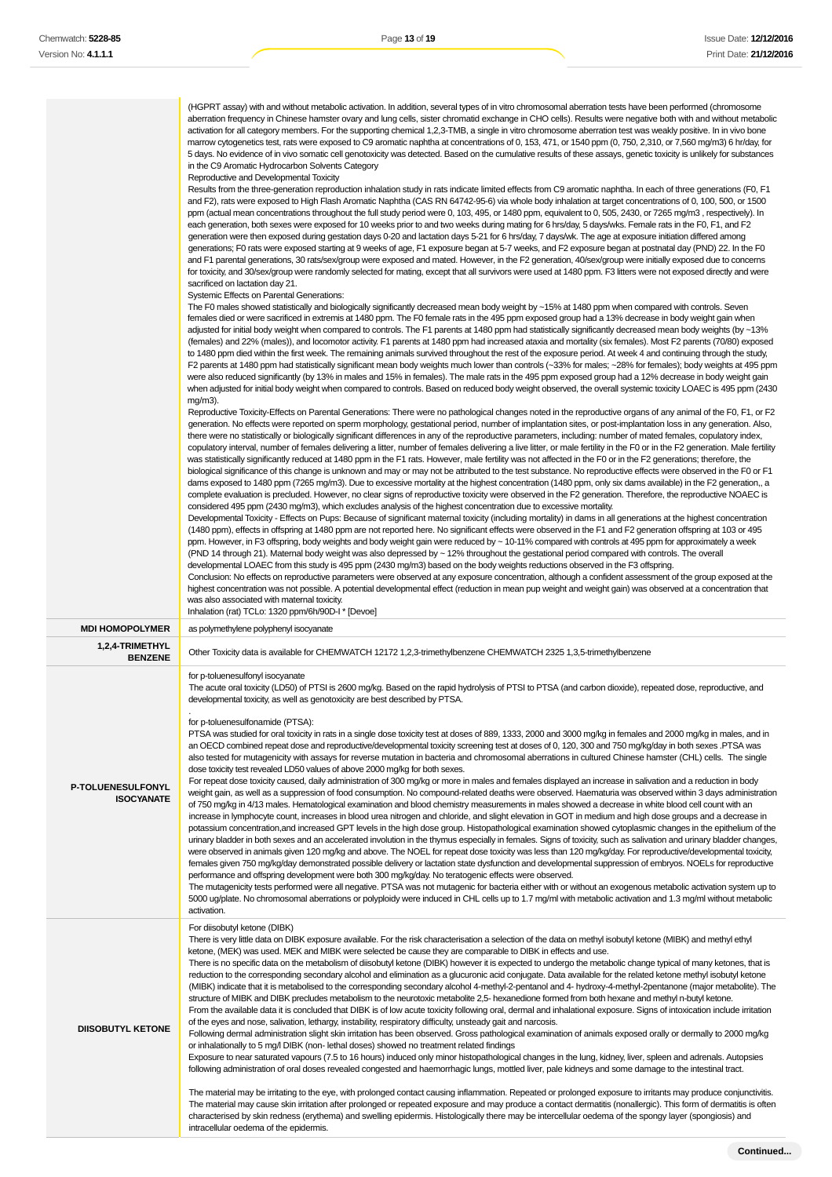| | |
|---|---|
| | (HGPRT assay) with and without metabolic activation. In addition, several types of in vitro chromosomal aberration tests have been performed (chromosome aberration frequency in Chinese hamster ovary and lung cells, sister chromatid exchange in CHO cells). Results were negative both with and without metabolic activation for all category members. For the supporting chemical 1,2,3-TMB, a single in vitro chromosome aberration test was weakly positive. In in vivo bone marrow cytogenetics test, rats were exposed to C9 aromatic naphtha at concentrations of 0, 153, 471, or 1540 ppm (0, 750, 2,310, or 7,560 mg/m3) 6 hr/day, for 5 days. No evidence of in vivo somatic cell genotoxicity was detected. Based on the cumulative results of these assays, genetic toxicity is unlikely for substances in the C9 Aromatic Hydrocarbon Solvents Category<br>Reproductive and Developmental Toxicity<br>Results from the three-generation reproduction inhalation study in rats indicate limited effects from C9 aromatic naphtha. In each of three generations (F0, F1 and F2), rats were exposed to High Flash Aromatic Naphtha (CAS RN 64742-95-6) via whole body inhalation at target concentrations of 0, 100, 500, or 1500 ppm (actual mean concentrations throughout the full study period were 0, 103, 495, or 1480 ppm, equivalent to 0, 505, 2430, or 7265 mg/m3 , respectively). In each generation, both sexes were exposed for 10 weeks prior to and two weeks during mating for 6 hrs/day, 5 days/wks. Female rats in the F0, F1, and F2 generation were then exposed during gestation days 0-20 and lactation days 5-21 for 6 hrs/day, 7 days/wk. The age at exposure initiation differed among generations; F0 rats were exposed starting at 9 weeks of age, F1 exposure began at 5-7 weeks, and F2 exposure began at postnatal day (PND) 22. In the F0 and F1 parental generations, 30 rats/sex/group were exposed and mated. However, in the F2 generation, 40/sex/group were initially exposed due to concerns for toxicity, and 30/sex/group were randomly selected for mating, except that all survivors were used at 1480 ppm. F3 litters were not exposed directly and were sacrificed on lactation day 21.<br>Systemic Effects on Parental Generations:<br>The F0 males showed statistically and biologically significantly decreased mean body weight by ~15% at 1480 ppm when compared with controls. Seven females died or were sacrificed in extremis at 1480 ppm. The F0 female rats in the 495 ppm exposed group had a 13% decrease in body weight gain when adjusted for initial body weight when compared to controls. The F1 parents at 1480 ppm had statistically significantly decreased mean body weights (by ~13% (females) and 22% (males)), and locomotor activity. F1 parents at 1480 ppm had increased ataxia and mortality (six females). Most F2 parents (70/80) exposed to 1480 ppm died within the first week. The remaining animals survived throughout the rest of the exposure period. At week 4 and continuing through the study, F2 parents at 1480 ppm had statistically significant mean body weights much lower than controls (~33% for males; ~28% for females); body weights at 495 ppm were also reduced significantly (by 13% in males and 15% in females). The male rats in the 495 ppm exposed group had a 12% decrease in body weight gain when adjusted for initial body weight when compared to controls. Based on reduced body weight observed, the overall systemic toxicity LOAEC is 495 ppm (2430 mg/m3).<br>Reproductive Toxicity-Effects on Parental Generations: There were no pathological changes noted in the reproductive organs of any animal of the F0, F1, or F2 generation. No effects were reported on sperm morphology, gestational period, number of implantation sites, or post-implantation loss in any generation. Also, there were no statistically or biologically significant differences in any of the reproductive parameters, including: number of mated females, copulatory index, copulatory interval, number of females delivering a litter, number of females delivering a live litter, or male fertility in the F0 or in the F2 generation. Male fertility was statistically significantly reduced at 1480 ppm in the F1 rats. However, male fertility was not affected in the F0 or in the F2 generations; therefore, the biological significance of this change is unknown and may or may not be attributed to the test substance. No reproductive effects were observed in the F0 or F1 dams exposed to 1480 ppm (7265 mg/m3). Due to excessive mortality at the highest concentration (1480 ppm, only six dams available) in the F2 generation,, a complete evaluation is precluded. However, no clear signs of reproductive toxicity were observed in the F2 generation. Therefore, the reproductive NOAEC is considered 495 ppm (2430 mg/m3), which excludes analysis of the highest concentration due to excessive mortality.<br>Developmental Toxicity - Effects on Pups: Because of significant maternal toxicity (including mortality) in dams in all generations at the highest concentration (1480 ppm), effects in offspring at 1480 ppm are not reported here. No significant effects were observed in the F1 and F2 generation offspring at 103 or 495 ppm. However, in F3 offspring, body weights and body weight gain were reduced by ~ 10-11% compared with controls at 495 ppm for approximately a week (PND 14 through 21). Maternal body weight was also depressed by ~ 12% throughout the gestational period compared with controls. The overall developmental LOAEC from this study is 495 ppm (2430 mg/m3) based on the body weights reductions observed in the F3 offspring.<br>Conclusion: No effects on reproductive parameters were observed at any exposure concentration, although a confident assessment of the group exposed at the highest concentration was not possible. A potential developmental effect (reduction in mean pup weight and weight gain) was observed at a concentration that was also associated with maternal toxicity.<br>Inhalation (rat) TCLo: 1320 ppm/6h/90D-I * [Devoe] |
| **MDI HOMOPOLYMER** | as polymethylene polyphenyl isocyanate |
| **1,2,4-TRIMETHYL BENZENE** | Other Toxicity data is available for CHEMWATCH 12172 1,2,3-trimethylbenzene CHEMWATCH 2325 1,3,5-trimethylbenzene |
| **P-TOLUENESULFONYL ISOCYANATE** | for p-toluenesulfonyl isocyanate<br>The acute oral toxicity (LD50) of PTSI is 2600 mg/kg. Based on the rapid hydrolysis of PTSI to PTSA (and carbon dioxide), repeated dose, reproductive, and developmental toxicity, as well as genotoxicity are best described by PTSA.<br>.<br>for p-toluenesulfonamide (PTSA):<br>PTSA was studied for oral toxicity in rats in a single dose toxicity test at doses of 889, 1333, 2000 and 3000 mg/kg in females and 2000 mg/kg in males, and in an OECD combined repeat dose and reproductive/developmental toxicity screening test at doses of 0, 120, 300 and 750 mg/kg/day in both sexes .PTSA was also tested for mutagenicity with assays for reverse mutation in bacteria and chromosomal aberrations in cultured Chinese hamster (CHL) cells. The single dose toxicity test revealed LD50 values of above 2000 mg/kg for both sexes.<br>For repeat dose toxicity caused, daily administration of 300 mg/kg or more in males and females displayed an increase in salivation and a reduction in body weight gain, as well as a suppression of food consumption. No compound-related deaths were observed. Haematuria was observed within 3 days administration of 750 mg/kg in 4/13 males. Hematological examination and blood chemistry measurements in males showed a decrease in white blood cell count with an increase in lymphocyte count, increases in blood urea nitrogen and chloride, and slight elevation in GOT in medium and high dose groups and a decrease in potassium concentration,and increased GPT levels in the high dose group. Histopathological examination showed cytoplasmic changes in the epithelium of the urinary bladder in both sexes and an accelerated involution in the thymus especially in females. Signs of toxicity, such as salivation and urinary bladder changes, were observed in animals given 120 mg/kg and above. The NOEL for repeat dose toxicity was less than 120 mg/kg/day. For reproductive/developmental toxicity, females given 750 mg/kg/day demonstrated possible delivery or lactation state dysfunction and developmental suppression of embryos. NOELs for reproductive performance and offspring development were both 300 mg/kg/day. No teratogenic effects were observed.<br>The mutagenicity tests performed were all negative. PTSA was not mutagenic for bacteria either with or without an exogenous metabolic activation system up to 5000 ug/plate. No chromosomal aberrations or polyploidy were induced in CHL cells up to 1.7 mg/ml with metabolic activation and 1.3 mg/ml without metabolic activation. |
| **DIISOBUTYL KETONE** | For diisobutyl ketone (DIBK)<br>There is very little data on DIBK exposure available. For the risk characterisation a selection of the data on methyl isobutyl ketone (MIBK) and methyl ethyl ketone, (MEK) was used. MEK and MIBK were selected be cause they are comparable to DIBK in effects and use.<br>There is no specific data on the metabolism of diisobutyl ketone (DIBK) however it is expected to undergo the metabolic change typical of many ketones, that is reduction to the corresponding secondary alcohol and elimination as a glucuronic acid conjugate. Data available for the related ketone methyl isobutyl ketone (MIBK) indicate that it is metabolised to the corresponding secondary alcohol 4-methyl-2-pentanol and 4- hydroxy-4-methyl-2pentanone (major metabolite). The structure of MIBK and DIBK precludes metabolism to the neurotoxic metabolite 2,5- hexanedione formed from both hexane and methyl n-butyl ketone.<br>From the available data it is concluded that DIBK is of low acute toxicity following oral, dermal and inhalational exposure. Signs of intoxication include irritation of the eyes and nose, salivation, lethargy, instability, respiratory difficulty, unsteady gait and narcosis.<br>Following dermal administration slight skin irritation has been observed. Gross pathological examination of animals exposed orally or dermally to 2000 mg/kg or inhalationally to 5 mg/l DIBK (non- lethal doses) showed no treatment related findings<br>Exposure to near saturated vapours (7.5 to 16 hours) induced only minor histopathological changes in the lung, kidney, liver, spleen and adrenals. Autopsies following administration of oral doses revealed congested and haemorrhagic lungs, mottled liver, pale kidneys and some damage to the intestinal tract.<br><br>The material may be irritating to the eye, with prolonged contact causing inflammation. Repeated or prolonged exposure to irritants may produce conjunctivitis.<br>The material may cause skin irritation after prolonged or repeated exposure and may produce a contact dermatitis (nonallergic). This form of dermatitis is often characterised by skin redness (erythema) and swelling epidermis. Histologically there may be intercellular oedema of the spongy layer (spongiosis) and intracellular oedema of the epidermis. |

Continued...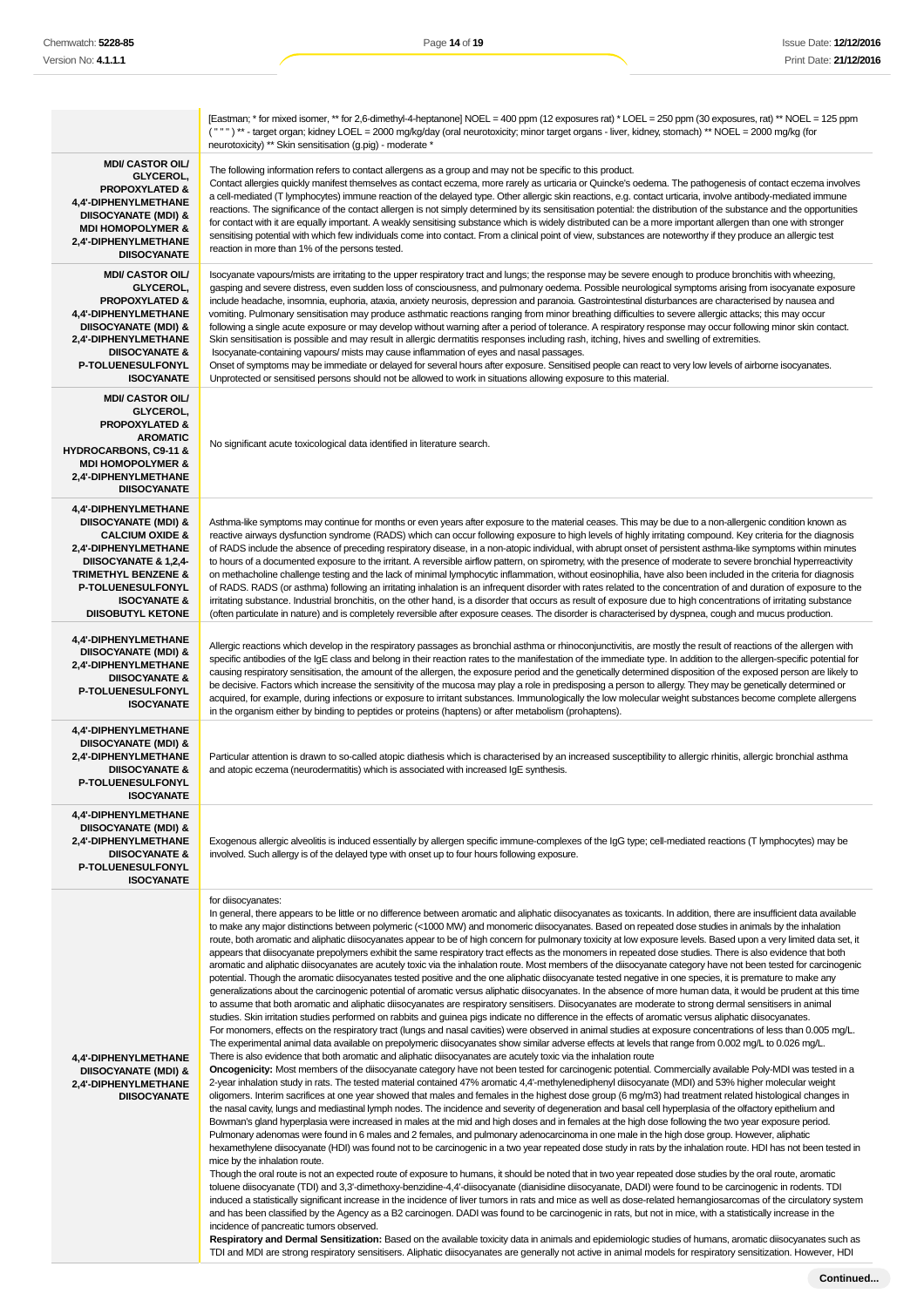| | |
|---|---|
| | [Eastman; * for mixed isomer, ** for 2,6-dimethyl-4-heptanone] NOEL = 400 ppm (12 exposures rat) * LOEL = 250 ppm (30 exposures, rat) ** NOEL = 125 ppm (" " " ) ** - target organ; kidney LOEL = 2000 mg/kg/day (oral neurotoxicity; minor target organs - liver, kidney, stomach) ** NOEL = 2000 mg/kg (for neurotoxicity) ** Skin sensitisation (g.pig) - moderate * |
| **MDI/ CASTOR OIL/ GLYCEROL, PROPOXYLATED & 4,4'-DIPHENYLMETHANE DIISOCYANATE (MDI) & MDI HOMOPOLYMER & 2,4'-DIPHENYLMETHANE DIISOCYANATE** | The following information refers to contact allergens as a group and may not be specific to this product.<br>Contact allergies quickly manifest themselves as contact eczema, more rarely as urticaria or Quincke's oedema. The pathogenesis of contact eczema involves a cell-mediated (T lymphocytes) immune reaction of the delayed type. Other allergic skin reactions, e.g. contact urticaria, involve antibody-mediated immune reactions. The significance of the contact allergen is not simply determined by its sensitisation potential: the distribution of the substance and the opportunities for contact with it are equally important. A weakly sensitising substance which is widely distributed can be a more important allergen than one with stronger sensitising potential with which few individuals come into contact. From a clinical point of view, substances are noteworthy if they produce an allergic test reaction in more than 1% of the persons tested. |
| **MDI/ CASTOR OIL/ GLYCEROL, PROPOXYLATED & 4,4'-DIPHENYLMETHANE DIISOCYANATE (MDI) & 2,4'-DIPHENYLMETHANE DIISOCYANATE & P-TOLUENESULFONYL ISOCYANATE** | Isocyanate vapours/mists are irritating to the upper respiratory tract and lungs; the response may be severe enough to produce bronchitis with wheezing, gasping and severe distress, even sudden loss of consciousness, and pulmonary oedema. Possible neurological symptoms arising from isocyanate exposure include headache, insomnia, euphoria, ataxia, anxiety neurosis, depression and paranoia. Gastrointestinal disturbances are characterised by nausea and vomiting. Pulmonary sensitisation may produce asthmatic reactions ranging from minor breathing difficulties to severe allergic attacks; this may occur following a single acute exposure or may develop without warning after a period of tolerance. A respiratory response may occur following minor skin contact. Skin sensitisation is possible and may result in allergic dermatitis responses including rash, itching, hives and swelling of extremities.<br>Isocyanate-containing vapours/ mists may cause inflammation of eyes and nasal passages.<br>Onset of symptoms may be immediate or delayed for several hours after exposure. Sensitised people can react to very low levels of airborne isocyanates. Unprotected or sensitised persons should not be allowed to work in situations allowing exposure to this material. |
| **MDI/ CASTOR OIL/ GLYCEROL, PROPOXYLATED & AROMATIC HYDROCARBONS, C9-11 & MDI HOMOPOLYMER & 2,4'-DIPHENYLMETHANE DIISOCYANATE** | No significant acute toxicological data identified in literature search. |
| **4,4'-DIPHENYLMETHANE DIISOCYANATE (MDI) & CALCIUM OXIDE & 2,4'-DIPHENYLMETHANE DIISOCYANATE & 1,2,4-TRIMETHYL BENZENE & P-TOLUENESULFONYL ISOCYANATE & DIISOBUTYL KETONE** | Asthma-like symptoms may continue for months or even years after exposure to the material ceases. This may be due to a non-allergenic condition known as reactive airways dysfunction syndrome (RADS) which can occur following exposure to high levels of highly irritating compound. Key criteria for the diagnosis of RADS include the absence of preceding respiratory disease, in a non-atopic individual, with abrupt onset of persistent asthma-like symptoms within minutes to hours of a documented exposure to the irritant. A reversible airflow pattern, on spirometry, with the presence of moderate to severe bronchial hyperreactivity on methacholine challenge testing and the lack of minimal lymphocytic inflammation, without eosinophilia, have also been included in the criteria for diagnosis of RADS. RADS (or asthma) following an irritating inhalation is an infrequent disorder with rates related to the concentration of and duration of exposure to the irritating substance. Industrial bronchitis, on the other hand, is a disorder that occurs as result of exposure due to high concentrations of irritating substance (often particulate in nature) and is completely reversible after exposure ceases. The disorder is characterised by dyspnea, cough and mucus production. |
| **4,4'-DIPHENYLMETHANE DIISOCYANATE (MDI) & 2,4'-DIPHENYLMETHANE DIISOCYANATE & P-TOLUENESULFONYL ISOCYANATE** | Allergic reactions which develop in the respiratory passages as bronchial asthma or rhinoconjunctivitis, are mostly the result of reactions of the allergen with specific antibodies of the IgE class and belong in their reaction rates to the manifestation of the immediate type. In addition to the allergen-specific potential for causing respiratory sensitisation, the amount of the allergen, the exposure period and the genetically determined disposition of the exposed person are likely to be decisive. Factors which increase the sensitivity of the mucosa may play a role in predisposing a person to allergy. They may be genetically determined or acquired, for example, during infections or exposure to irritant substances. Immunologically the low molecular weight substances become complete allergens in the organism either by binding to peptides or proteins (haptens) or after metabolism (prohaptens). |
| **4,4'-DIPHENYLMETHANE DIISOCYANATE (MDI) & 2,4'-DIPHENYLMETHANE DIISOCYANATE & P-TOLUENESULFONYL ISOCYANATE** | Particular attention is drawn to so-called atopic diathesis which is characterised by an increased susceptibility to allergic rhinitis, allergic bronchial asthma and atopic eczema (neurodermatitis) which is associated with increased IgE synthesis. |
| **4,4'-DIPHENYLMETHANE DIISOCYANATE (MDI) & 2,4'-DIPHENYLMETHANE DIISOCYANATE & P-TOLUENESULFONYL ISOCYANATE** | Exogenous allergic alveolitis is induced essentially by allergen specific immune-complexes of the IgG type; cell-mediated reactions (T lymphocytes) may be involved. Such allergy is of the delayed type with onset up to four hours following exposure. |
| **4,4'-DIPHENYLMETHANE DIISOCYANATE (MDI) & 2,4'-DIPHENYLMETHANE DIISOCYANATE** | for diisocyanates:<br>In general, there appears to be little or no difference between aromatic and aliphatic diisocyanates as toxicants. In addition, there are insufficient data available to make any major distinctions between polymeric (<1000 MW) and monomeric diisocyanates. Based on repeated dose studies in animals by the inhalation route, both aromatic and aliphatic diisocyanates appear to be of high concern for pulmonary toxicity at low exposure levels. Based upon a very limited data set, it appears that diisocyanate prepolymers exhibit the same respiratory tract effects as the monomers in repeated dose studies. There is also evidence that both aromatic and aliphatic diisocyanates are acutely toxic via the inhalation route. Most members of the diisocyanate category have not been tested for carcinogenic potential. Though the aromatic diisocyanates tested positive and the one aliphatic diisocyanate tested negative in one species, it is premature to make any generalizations about the carcinogenic potential of aromatic versus aliphatic diisocyanates. In the absence of more human data, it would be prudent at this time to assume that both aromatic and aliphatic diisocyanates are respiratory sensitisers. Diisocyanates are moderate to strong dermal sensitisers in animal studies. Skin irritation studies performed on rabbits and guinea pigs indicate no difference in the effects of aromatic versus aliphatic diisocyanates.<br>For monomers, effects on the respiratory tract (lungs and nasal cavities) were observed in animal studies at exposure concentrations of less than 0.005 mg/L. The experimental animal data available on prepolymeric diisocyanates show similar adverse effects at levels that range from 0.002 mg/L to 0.026 mg/L.<br>There is also evidence that both aromatic and aliphatic diisocyanates are acutely toxic via the inhalation route<br>**Oncogenicity:** Most members of the diisocyanate category have not been tested for carcinogenic potential. Commercially available Poly-MDI was tested in a 2-year inhalation study in rats. The tested material contained 47% aromatic 4,4'-methylenediphenyl diisocyanate (MDI) and 53% higher molecular weight oligomers. Interim sacrifices at one year showed that males and females in the highest dose group (6 mg/m3) had treatment related histological changes in the nasal cavity, lungs and mediastinal lymph nodes. The incidence and severity of degeneration and basal cell hyperplasia of the olfactory epithelium and Bowman's gland hyperplasia were increased in males at the mid and high doses and in females at the high dose following the two year exposure period. Pulmonary adenomas were found in 6 males and 2 females, and pulmonary adenocarcinoma in one male in the high dose group. However, aliphatic hexamethylene diisocyanate (HDI) was found not to be carcinogenic in a two year repeated dose study in rats by the inhalation route. HDI has not been tested in mice by the inhalation route.<br>Though the oral route is not an expected route of exposure to humans, it should be noted that in two year repeated dose studies by the oral route, aromatic toluene diisocyanate (TDI) and 3,3'-dimethoxy-benzidine-4,4'-diisocyanate (dianisidine diisocyanate, DADI) were found to be carcinogenic in rodents. TDI induced a statistically significant increase in the incidence of liver tumors in rats and mice as well as dose-related hemangiosarcomas of the circulatory system and has been classified by the Agency as a B2 carcinogen. DADI was found to be carcinogenic in rats, but not in mice, with a statistically increase in the incidence of pancreatic tumors observed.<br>**Respiratory and Dermal Sensitization:** Based on the available toxicity data in animals and epidemiologic studies of humans, aromatic diisocyanates such as TDI and MDI are strong respiratory sensitisers. Aliphatic diisocyanates are generally not active in animal models for respiratory sensitization. However, HDI |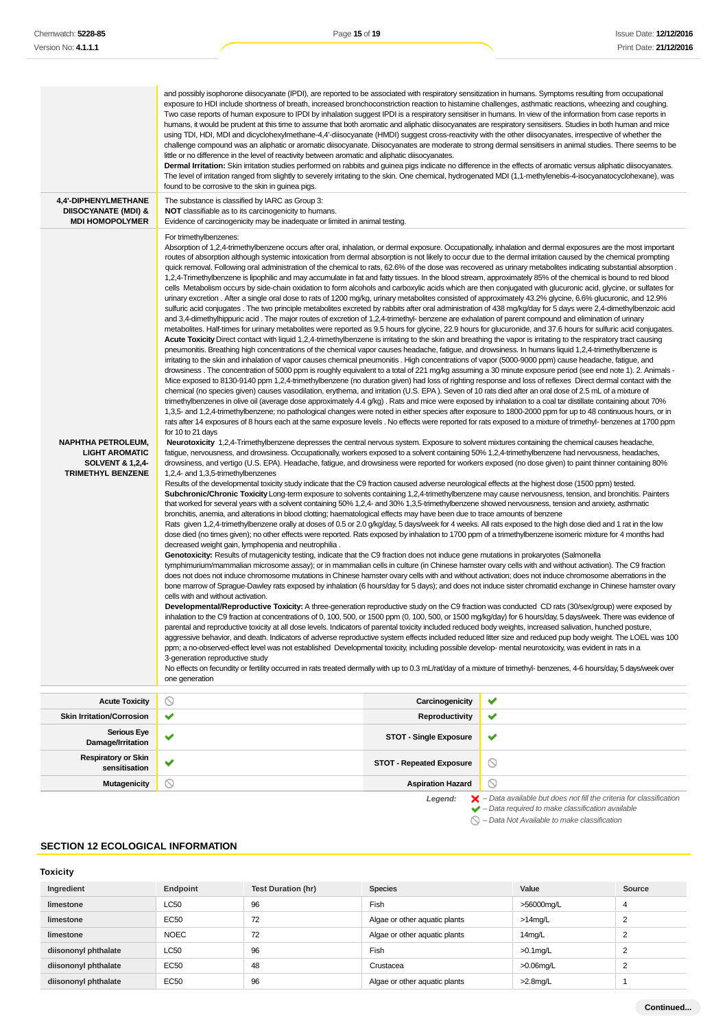| | |
|---|---|
| | and possibly isophorone diisocyanate (IPDI), are reported to be associated with respiratory sensitization in humans. Symptoms resulting from occupational exposure to HDI include shortness of breath, increased bronchoconstriction reaction to histamine challenges, asthmatic reactions, wheezing and coughing. Two case reports of human exposure to IPDI by inhalation suggest IPDI is a respiratory sensitiser in humans. In view of the information from case reports in humans, it would be prudent at this time to assume that both aromatic and aliphatic diisocyanates are respiratory sensitisers. Studies in both human and mice using TDI, HDI, MDI and dicyclohexylmethane-4,4'-diisocyanate (HMDI) suggest cross-reactivity with the other diisocyanates, irrespective of whether the challenge compound was an aliphatic or aromatic diisocyanate. Diisocyanates are moderate to strong dermal sensitisers in animal studies. There seems to be little or no difference in the level of reactivity between aromatic and aliphatic diisocyanates.<br>**Dermal Irritation:** Skin irritation studies performed on rabbits and guinea pigs indicate no difference in the effects of aromatic versus aliphatic diisocyanates. The level of irritation ranged from slightly to severely irritating to the skin. One chemical, hydrogenated MDI (1,1-methylenebis-4-isocyanatocyclohexane), was found to be corrosive to the skin in guinea pigs. |
| **4,4'-DIPHENYLMETHANE DIISOCYANATE (MDI) & MDI HOMOPOLYMER** | The substance is classified by IARC as Group 3:<br>**NOT** classifiable as to its carcinogenicity to humans.<br>Evidence of carcinogenicity may be inadequate or limited in animal testing. |
| **NAPHTHA PETROLEUM, LIGHT AROMATIC SOLVENT & 1,2,4-TRIMETHYL BENZENE** | For trimethylbenzenes:<br>Absorption of 1,2,4-trimethylbenzene occurs after oral, inhalation, or dermal exposure. Occupationally, inhalation and dermal exposures are the most important routes of absorption although systemic intoxication from dermal absorption is not likely to occur due to the dermal irritation caused by the chemical prompting quick removal. Following oral administration of the chemical to rats, 62.6% of the dose was recovered as urinary metabolites indicating substantial absorption . 1,2,4-Trimethylbenzene is lipophilic and may accumulate in fat and fatty tissues. In the blood stream, approximately 85% of the chemical is bound to red blood cells Metabolism occurs by side-chain oxidation to form alcohols and carboxylic acids which are then conjugated with glucuronic acid, glycine, or sulfates for urinary excretion . After a single oral dose to rats of 1200 mg/kg, urinary metabolites consisted of approximately 43.2% glycine, 6.6% glucuronic, and 12.9% sulfuric acid conjugates . The two principle metabolites excreted by rabbits after oral administration of 438 mg/kg/day for 5 days were 2,4-dimethylbenzoic acid and 3,4-dimethylhippuric acid . The major routes of excretion of 1,2,4-trimethyl- benzene are exhalation of parent compound and elimination of urinary metabolites. Half-times for urinary metabolites were reported as 9.5 hours for glycine, 22.9 hours for glucuronide, and 37.6 hours for sulfuric acid conjugates.<br>**Acute Toxicity** Direct contact with liquid 1,2,4-trimethylbenzene is irritating to the skin and breathing the vapor is irritating to the respiratory tract causing pneumonitis. Breathing high concentrations of the chemical vapor causes headache, fatigue, and drowsiness. In humans liquid 1,2,4-trimethylbenzene is irritating to the skin and inhalation of vapor causes chemical pneumonitis . High concentrations of vapor (5000-9000 ppm) cause headache, fatigue, and drowsiness . The concentration of 5000 ppm is roughly equivalent to a total of 221 mg/kg assuming a 30 minute exposure period (see end note 1). 2. Animals - Mice exposed to 8130-9140 ppm 1,2,4-trimethylbenzene (no duration given) had loss of righting response and loss of reflexes Direct dermal contact with the chemical (no species given) causes vasodilation, erythema, and irritation (U.S. EPA ). Seven of 10 rats died after an oral dose of 2.5 mL of a mixture of trimethylbenzenes in olive oil (average dose approximately 4.4 g/kg) . Rats and mice were exposed by inhalation to a coal tar distillate containing about 70% 1,3,5- and 1,2,4-trimethylbenzene; no pathological changes were noted in either species after exposure to 1800-2000 ppm for up to 48 continuous hours, or in rats after 14 exposures of 8 hours each at the same exposure levels . No effects were reported for rats exposed to a mixture of trimethyl- benzenes at 1700 ppm for 10 to 21 days<br>**Neurotoxicity** 1,2,4-Trimethylbenzene depresses the central nervous system. Exposure to solvent mixtures containing the chemical causes headache, fatigue, nervousness, and drowsiness. Occupationally, workers exposed to a solvent containing 50% 1,2,4-trimethylbenzene had nervousness, headaches, drowsiness, and vertigo (U.S. EPA). Headache, fatigue, and drowsiness were reported for workers exposed (no dose given) to paint thinner containing 80% 1,2,4- and 1,3,5-trimethylbenzenes<br>Results of the developmental toxicity study indicate that the C9 fraction caused adverse neurological effects at the highest dose (1500 ppm) tested.<br>**Subchronic/Chronic Toxicity** Long-term exposure to solvents containing 1,2,4-trimethylbenzene may cause nervousness, tension, and bronchitis. Painters that worked for several years with a solvent containing 50% 1,2,4- and 30% 1,3,5-trimethylbenzene showed nervousness, tension and anxiety, asthmatic bronchitis, anemia, and alterations in blood clotting; haematological effects may have been due to trace amounts of benzene<br>Rats given 1,2,4-trimethylbenzene orally at doses of 0.5 or 2.0 g/kg/day, 5 days/week for 4 weeks. All rats exposed to the high dose died and 1 rat in the low dose died (no times given); no other effects were reported. Rats exposed by inhalation to 1700 ppm of a trimethylbenzene isomeric mixture for 4 months had decreased weight gain, lymphopenia and neutrophilia .<br>**Genotoxicity:** Results of mutagenicity testing, indicate that the C9 fraction does not induce gene mutations in prokaryotes (Salmonella tymphimurium/mammalian microsome assay); or in mammalian cells in culture (in Chinese hamster ovary cells with and without activation). The C9 fraction does not does not induce chromosome mutations in Chinese hamster ovary cells with and without activation; does not induce chromosome aberrations in the bone marrow of Sprague-Dawley rats exposed by inhalation (6 hours/day for 5 days); and does not induce sister chromatid exchange in Chinese hamster ovary cells with and without activation.<br>**Developmental/Reproductive Toxicity:** A three-generation reproductive study on the C9 fraction was conducted CD rats (30/sex/group) were exposed by inhalation to the C9 fraction at concentrations of 0, 100, 500, or 1500 ppm (0, 100, 500, or 1500 mg/kg/day) for 6 hours/day, 5 days/week. There was evidence of parental and reproductive toxicity at all dose levels. Indicators of parental toxicity included reduced body weights, increased salivation, hunched posture, aggressive behavior, and death. Indicators of adverse reproductive system effects included reduced litter size and reduced pup body weight. The LOEL was 100 ppm; a no-observed-effect level was not established Developmental toxicity, including possible develop- mental neurotoxicity, was evident in rats in a 3-generation reproductive study<br>No effects on fecundity or fertility occurred in rats treated dermally with up to 0.3 mL/rat/day of a mixture of trimethyl- benzenes, 4-6 hours/day, 5 days/week over one generation |

| | | | |
|---|---|---|---|
| **Acute Toxicity** | ⦸ | **Carcinogenicity** | ✔ |
| **Skin Irritation/Corrosion** | ✔ | **Reproductivity** | ✔ |
| **Serious Eye Damage/Irritation** | ✔ | **STOT - Single Exposure** | ✔ |
| **Respiratory or Skin sensitisation** | ✔ | **STOT - Repeated Exposure** | ⦸ |
| **Mutagenicity** | ⦸ | **Aspiration Hazard** | ⦸ |

*Legend:* ✘ – *Data available but does not fill the criteria for classification*
✔ – *Data required to make classification available*
⦸ – *Data Not Available to make classification*

## SECTION 12 ECOLOGICAL INFORMATION

### Toxicity

| Ingredient | Endpoint | Test Duration (hr) | Species | Value | Source |
|---|---|---|---|---|---|
| **limestone** | LC50 | 96 | Fish | >56000mg/L | 4 |
| **limestone** | EC50 | 72 | Algae or other aquatic plants | >14mg/L | 2 |
| **limestone** | NOEC | 72 | Algae or other aquatic plants | 14mg/L | 2 |
| **diisononyl phthalate** | LC50 | 96 | Fish | >0.1mg/L | 2 |
| **diisononyl phthalate** | EC50 | 48 | Crustacea | >0.06mg/L | 2 |
| **diisononyl phthalate** | EC50 | 96 | Algae or other aquatic plants | >2.8mg/L | 1 |

**Continued...**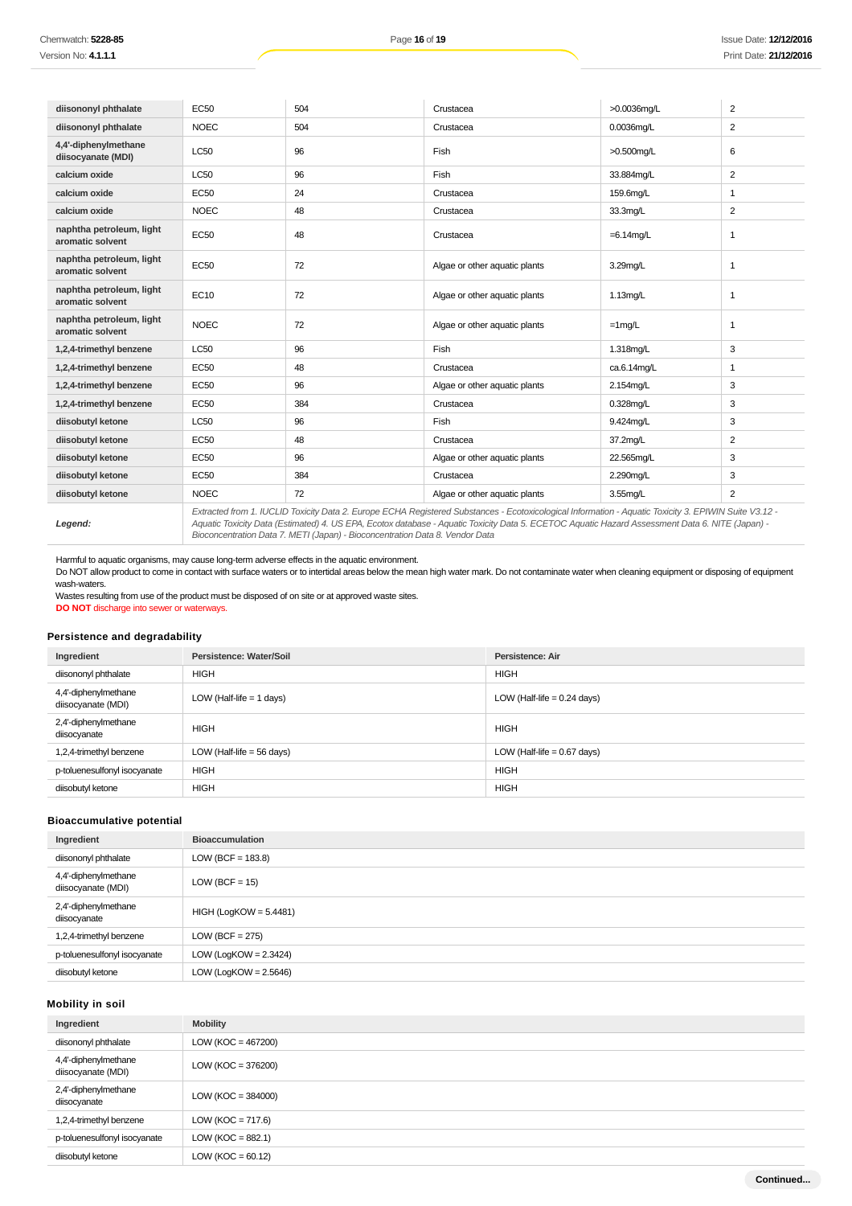| | | | | | |
|---|---|---|---|---|---|
| **diisononyl phthalate** | EC50 | 504 | Crustacea | >0.0036mg/L | 2 |
| **diisononyl phthalate** | NOEC | 504 | Crustacea | 0.0036mg/L | 2 |
| **4,4'-diphenylmethane diisocyanate (MDI)** | LC50 | 96 | Fish | >0.500mg/L | 6 |
| **calcium oxide** | LC50 | 96 | Fish | 33.884mg/L | 2 |
| **calcium oxide** | EC50 | 24 | Crustacea | 159.6mg/L | 1 |
| **calcium oxide** | NOEC | 48 | Crustacea | 33.3mg/L | 2 |
| **naphtha petroleum, light aromatic solvent** | EC50 | 48 | Crustacea | =6.14mg/L | 1 |
| **naphtha petroleum, light aromatic solvent** | EC50 | 72 | Algae or other aquatic plants | 3.29mg/L | 1 |
| **naphtha petroleum, light aromatic solvent** | EC10 | 72 | Algae or other aquatic plants | 1.13mg/L | 1 |
| **naphtha petroleum, light aromatic solvent** | NOEC | 72 | Algae or other aquatic plants | =1mg/L | 1 |
| **1,2,4-trimethyl benzene** | LC50 | 96 | Fish | 1.318mg/L | 3 |
| **1,2,4-trimethyl benzene** | EC50 | 48 | Crustacea | ca.6.14mg/L | 1 |
| **1,2,4-trimethyl benzene** | EC50 | 96 | Algae or other aquatic plants | 2.154mg/L | 3 |
| **1,2,4-trimethyl benzene** | EC50 | 384 | Crustacea | 0.328mg/L | 3 |
| **diisobutyl ketone** | LC50 | 96 | Fish | 9.424mg/L | 3 |
| **diisobutyl ketone** | EC50 | 48 | Crustacea | 37.2mg/L | 2 |
| **diisobutyl ketone** | EC50 | 96 | Algae or other aquatic plants | 22.565mg/L | 3 |
| **diisobutyl ketone** | EC50 | 384 | Crustacea | 2.290mg/L | 3 |
| **diisobutyl ketone** | NOEC | 72 | Algae or other aquatic plants | 3.55mg/L | 2 |
| ***Legend:*** | *Extracted from 1. IUCLID Toxicity Data 2. Europe ECHA Registered Substances - Ecotoxicological Information - Aquatic Toxicity 3. EPIWIN Suite V3.12 - Aquatic Toxicity Data (Estimated) 4. US EPA, Ecotox database - Aquatic Toxicity Data 5. ECETOC Aquatic Hazard Assessment Data 6. NITE (Japan) - Bioconcentration Data 7. METI (Japan) - Bioconcentration Data 8. Vendor Data* | | | | |

Harmful to aquatic organisms, may cause long-term adverse effects in the aquatic environment.
Do NOT allow product to come in contact with surface waters or to intertidal areas below the mean high water mark. Do not contaminate water when cleaning equipment or disposing of equipment wash-waters.
Wastes resulting from use of the product must be disposed of on site or at approved waste sites.
**DO NOT** discharge into sewer or waterways.

### Persistence and degradability

| Ingredient | Persistence: Water/Soil | Persistence: Air |
|---|---|---|
| diisononyl phthalate | HIGH | HIGH |
| 4,4'-diphenylmethane diisocyanate (MDI) | LOW (Half-life = 1 days) | LOW (Half-life = 0.24 days) |
| 2,4'-diphenylmethane diisocyanate | HIGH | HIGH |
| 1,2,4-trimethyl benzene | LOW (Half-life = 56 days) | LOW (Half-life = 0.67 days) |
| p-toluenesulfonyl isocyanate | HIGH | HIGH |
| diisobutyl ketone | HIGH | HIGH |

### Bioaccumulative potential

| Ingredient | Bioaccumulation |
|---|---|
| diisononyl phthalate | LOW (BCF = 183.8) |
| 4,4'-diphenylmethane diisocyanate (MDI) | LOW (BCF = 15) |
| 2,4'-diphenylmethane diisocyanate | HIGH (LogKOW = 5.4481) |
| 1,2,4-trimethyl benzene | LOW (BCF = 275) |
| p-toluenesulfonyl isocyanate | LOW (LogKOW = 2.3424) |
| diisobutyl ketone | LOW (LogKOW = 2.5646) |

### Mobility in soil

| Ingredient | Mobility |
|---|---|
| diisononyl phthalate | LOW (KOC = 467200) |
| 4,4'-diphenylmethane diisocyanate (MDI) | LOW (KOC = 376200) |
| 2,4'-diphenylmethane diisocyanate | LOW (KOC = 384000) |
| 1,2,4-trimethyl benzene | LOW (KOC = 717.6) |
| p-toluenesulfonyl isocyanate | LOW (KOC = 882.1) |
| diisobutyl ketone | LOW (KOC = 60.12) |

**Continued...**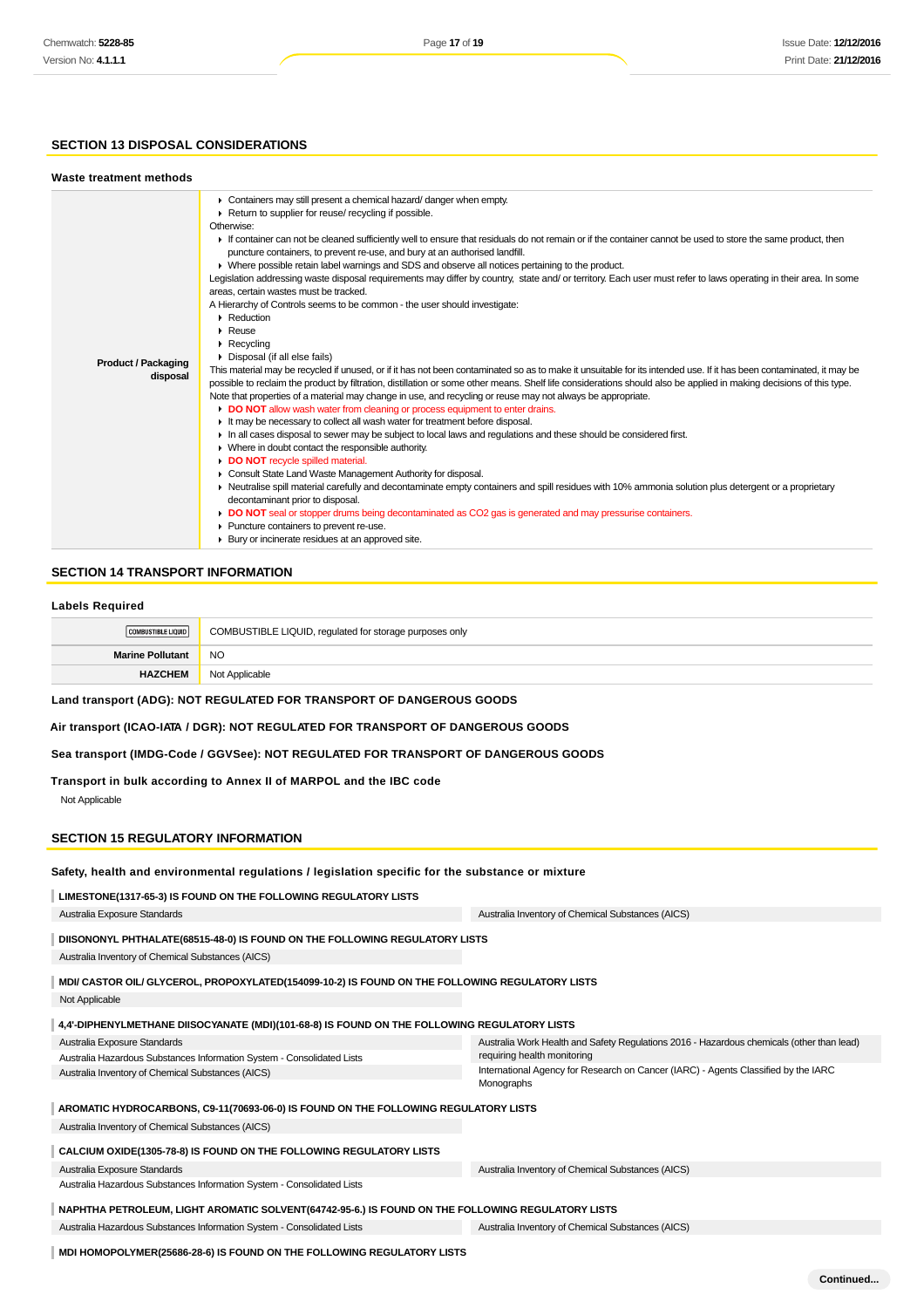## SECTION 13 DISPOSAL CONSIDERATIONS

### Waste treatment methods

| | |
|---|---|
| **Product / Packaging disposal** | ▸ Containers may still present a chemical hazard/ danger when empty.<br>▸ Return to supplier for reuse/ recycling if possible.<br>Otherwise:<br>▸ If container can not be cleaned sufficiently well to ensure that residuals do not remain or if the container cannot be used to store the same product, then puncture containers, to prevent re-use, and bury at an authorised landfill.<br>▸ Where possible retain label warnings and SDS and observe all notices pertaining to the product.<br>Legislation addressing waste disposal requirements may differ by country, state and/ or territory. Each user must refer to laws operating in their area. In some areas, certain wastes must be tracked.<br>A Hierarchy of Controls seems to be common - the user should investigate:<br>▸ Reduction<br>▸ Reuse<br>▸ Recycling<br>▸ Disposal (if all else fails)<br>This material may be recycled if unused, or if it has not been contaminated so as to make it unsuitable for its intended use. If it has been contaminated, it may be possible to reclaim the product by filtration, distillation or some other means. Shelf life considerations should also be applied in making decisions of this type. Note that properties of a material may change in use, and recycling or reuse may not always be appropriate.<br>▸ **DO NOT** allow wash water from cleaning or process equipment to enter drains.<br>▸ It may be necessary to collect all wash water for treatment before disposal.<br>▸ In all cases disposal to sewer may be subject to local laws and regulations and these should be considered first.<br>▸ Where in doubt contact the responsible authority.<br>▸ **DO NOT** recycle spilled material.<br>▸ Consult State Land Waste Management Authority for disposal.<br>▸ Neutralise spill material carefully and decontaminate empty containers and spill residues with 10% ammonia solution plus detergent or a proprietary decontaminant prior to disposal.<br>▸ **DO NOT** seal or stopper drums being decontaminated as CO2 gas is generated and may pressurise containers.<br>▸ Puncture containers to prevent re-use.<br>▸ Bury or incinerate residues at an approved site. |

## SECTION 14 TRANSPORT INFORMATION

### Labels Required

| | |
|---|---|
| COMBUSTIBLE LIQUID | COMBUSTIBLE LIQUID, regulated for storage purposes only |
| **Marine Pollutant** | NO |
| **HAZCHEM** | Not Applicable |

**Land transport (ADG): NOT REGULATED FOR TRANSPORT OF DANGEROUS GOODS**

**Air transport (ICAO-IATA / DGR): NOT REGULATED FOR TRANSPORT OF DANGEROUS GOODS**

**Sea transport (IMDG-Code / GGVSee): NOT REGULATED FOR TRANSPORT OF DANGEROUS GOODS**

**Transport in bulk according to Annex II of MARPOL and the IBC code**

Not Applicable

## SECTION 15 REGULATORY INFORMATION

### Safety, health and environmental regulations / legislation specific for the substance or mixture

**LIMESTONE(1317-65-3) IS FOUND ON THE FOLLOWING REGULATORY LISTS**

| | |
|---|---|
| Australia Exposure Standards | Australia Inventory of Chemical Substances (AICS) |

**DIISONONYL PHTHALATE(68515-48-0) IS FOUND ON THE FOLLOWING REGULATORY LISTS**

Australia Inventory of Chemical Substances (AICS)

**MDI/ CASTOR OIL/ GLYCEROL, PROPOXYLATED(154099-10-2) IS FOUND ON THE FOLLOWING REGULATORY LISTS**

Not Applicable

**4,4'-DIPHENYLMETHANE DIISOCYANATE (MDI)(101-68-8) IS FOUND ON THE FOLLOWING REGULATORY LISTS**

| | |
|---|---|
| Australia Exposure Standards | Australia Work Health and Safety Regulations 2016 - Hazardous chemicals (other than lead) requiring health monitoring |
| Australia Hazardous Substances Information System - Consolidated Lists | International Agency for Research on Cancer (IARC) - Agents Classified by the IARC Monographs |
| Australia Inventory of Chemical Substances (AICS) | |

**AROMATIC HYDROCARBONS, C9-11(70693-06-0) IS FOUND ON THE FOLLOWING REGULATORY LISTS**

Australia Inventory of Chemical Substances (AICS)

**CALCIUM OXIDE(1305-78-8) IS FOUND ON THE FOLLOWING REGULATORY LISTS**

| | |
|---|---|
| Australia Exposure Standards | Australia Inventory of Chemical Substances (AICS) |
| Australia Hazardous Substances Information System - Consolidated Lists | |

**NAPHTHA PETROLEUM, LIGHT AROMATIC SOLVENT(64742-95-6.) IS FOUND ON THE FOLLOWING REGULATORY LISTS**

| | |
|---|---|
| Australia Hazardous Substances Information System - Consolidated Lists | Australia Inventory of Chemical Substances (AICS) |

**MDI HOMOPOLYMER(25686-28-6) IS FOUND ON THE FOLLOWING REGULATORY LISTS**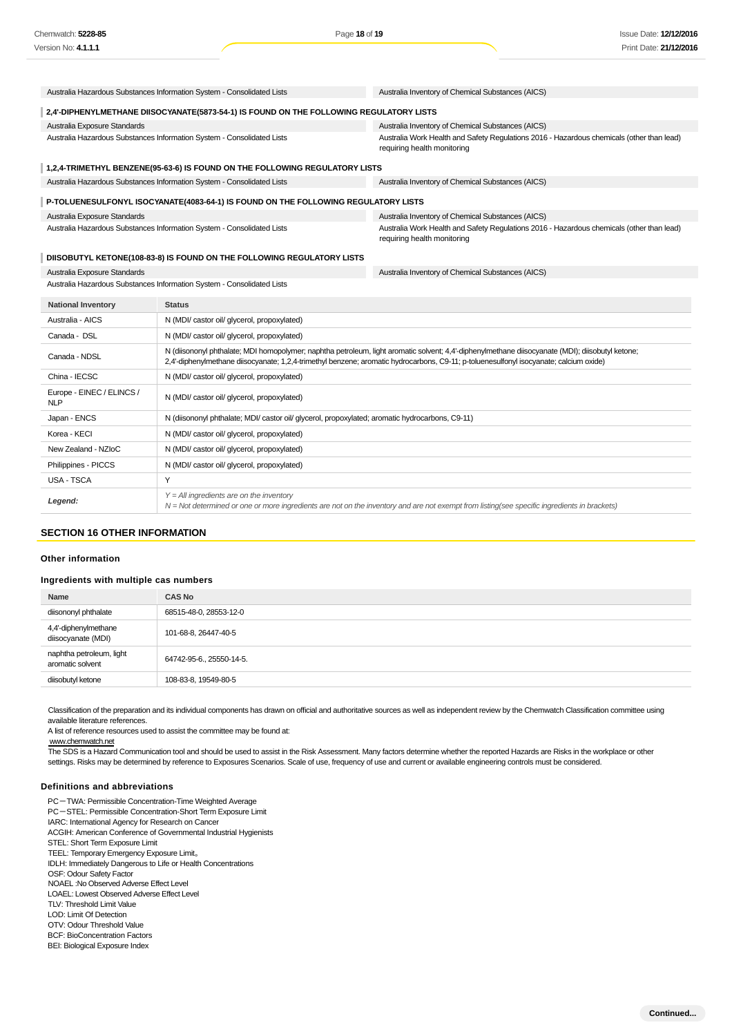| | |
|---|---|
| Australia Hazardous Substances Information System - Consolidated Lists | Australia Inventory of Chemical Substances (AICS) |

**2,4'-DIPHENYLMETHANE DIISOCYANATE(5873-54-1) IS FOUND ON THE FOLLOWING REGULATORY LISTS**

| | |
|---|---|
| Australia Exposure Standards | Australia Inventory of Chemical Substances (AICS) |
| Australia Hazardous Substances Information System - Consolidated Lists | Australia Work Health and Safety Regulations 2016 - Hazardous chemicals (other than lead) requiring health monitoring |

**1,2,4-TRIMETHYL BENZENE(95-63-6) IS FOUND ON THE FOLLOWING REGULATORY LISTS**

| | |
|---|---|
| Australia Hazardous Substances Information System - Consolidated Lists | Australia Inventory of Chemical Substances (AICS) |

**P-TOLUENESULFONYL ISOCYANATE(4083-64-1) IS FOUND ON THE FOLLOWING REGULATORY LISTS**

| | |
|---|---|
| Australia Exposure Standards | Australia Inventory of Chemical Substances (AICS) |
| Australia Hazardous Substances Information System - Consolidated Lists | Australia Work Health and Safety Regulations 2016 - Hazardous chemicals (other than lead) requiring health monitoring |

**DIISOBUTYL KETONE(108-83-8) IS FOUND ON THE FOLLOWING REGULATORY LISTS**

| | |
|---|---|
| Australia Exposure Standards | Australia Inventory of Chemical Substances (AICS) |
| Australia Hazardous Substances Information System - Consolidated Lists | |

| National Inventory | Status |
|---|---|
| Australia - AICS | N (MDI/ castor oil/ glycerol, propoxylated) |
| Canada - DSL | N (MDI/ castor oil/ glycerol, propoxylated) |
| Canada - NDSL | N (diisononyl phthalate; MDI homopolymer; naphtha petroleum, light aromatic solvent; 4,4'-diphenylmethane diisocyanate (MDI); diisobutyl ketone; 2,4'-diphenylmethane diisocyanate; 1,2,4-trimethyl benzene; aromatic hydrocarbons, C9-11; p-toluenesulfonyl isocyanate; calcium oxide) |
| China - IECSC | N (MDI/ castor oil/ glycerol, propoxylated) |
| Europe - EINEC / ELINCS / NLP | N (MDI/ castor oil/ glycerol, propoxylated) |
| Japan - ENCS | N (diisononyl phthalate; MDI/ castor oil/ glycerol, propoxylated; aromatic hydrocarbons, C9-11) |
| Korea - KECI | N (MDI/ castor oil/ glycerol, propoxylated) |
| New Zealand - NZIoC | N (MDI/ castor oil/ glycerol, propoxylated) |
| Philippines - PICCS | N (MDI/ castor oil/ glycerol, propoxylated) |
| USA - TSCA | Y |
| ***Legend:*** | *Y = All ingredients are on the inventory*<br>*N = Not determined or one or more ingredients are not on the inventory and are not exempt from listing(see specific ingredients in brackets)* |

## SECTION 16 OTHER INFORMATION

### Other information

### Ingredients with multiple cas numbers

| Name | CAS No |
|---|---|
| diisononyl phthalate | 68515-48-0, 28553-12-0 |
| 4,4'-diphenylmethane diisocyanate (MDI) | 101-68-8, 26447-40-5 |
| naphtha petroleum, light aromatic solvent | 64742-95-6., 25550-14-5. |
| diisobutyl ketone | 108-83-8, 19549-80-5 |

Classification of the preparation and its individual components has drawn on official and authoritative sources as well as independent review by the Chemwatch Classification committee using available literature references.

A list of reference resources used to assist the committee may be found at:

www.chemwatch.net

The SDS is a Hazard Communication tool and should be used to assist in the Risk Assessment. Many factors determine whether the reported Hazards are Risks in the workplace or other settings. Risks may be determined by reference to Exposures Scenarios. Scale of use, frequency of use and current or available engineering controls must be considered.

### Definitions and abbreviations

PC－TWA: Permissible Concentration-Time Weighted Average
PC－STEL: Permissible Concentration-Short Term Exposure Limit
IARC: International Agency for Research on Cancer
ACGIH: American Conference of Governmental Industrial Hygienists
STEL: Short Term Exposure Limit
TEEL: Temporary Emergency Exposure Limit。
IDLH: Immediately Dangerous to Life or Health Concentrations
OSF: Odour Safety Factor
NOAEL :No Observed Adverse Effect Level
LOAEL: Lowest Observed Adverse Effect Level
TLV: Threshold Limit Value
LOD: Limit Of Detection
OTV: Odour Threshold Value
BCF: BioConcentration Factors
BEI: Biological Exposure Index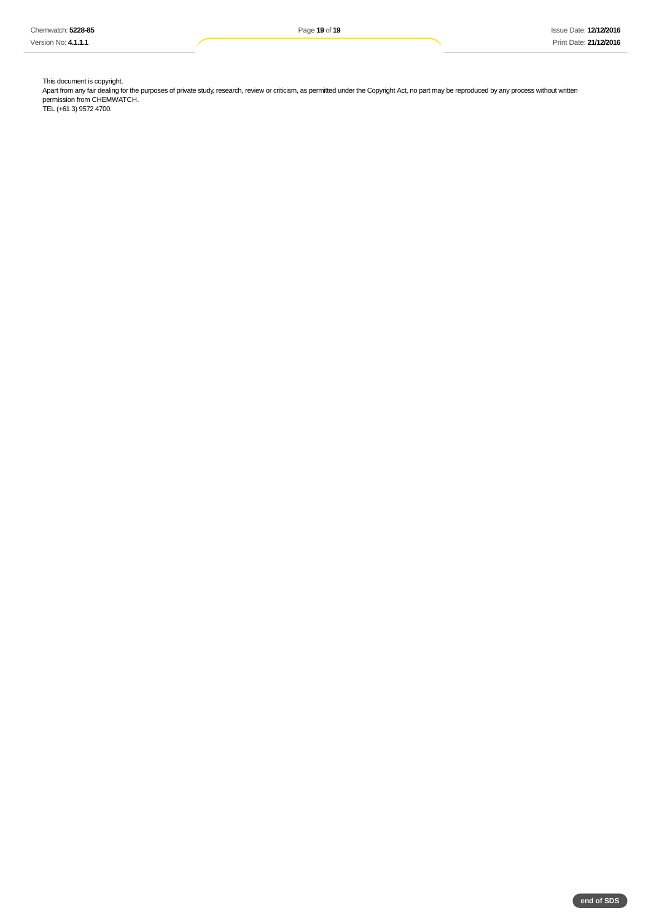This document is copyright.
Apart from any fair dealing for the purposes of private study, research, review or criticism, as permitted under the Copyright Act, no part may be reproduced by any process without written permission from CHEMWATCH.
TEL (+61 3) 9572 4700.

**end of SDS**